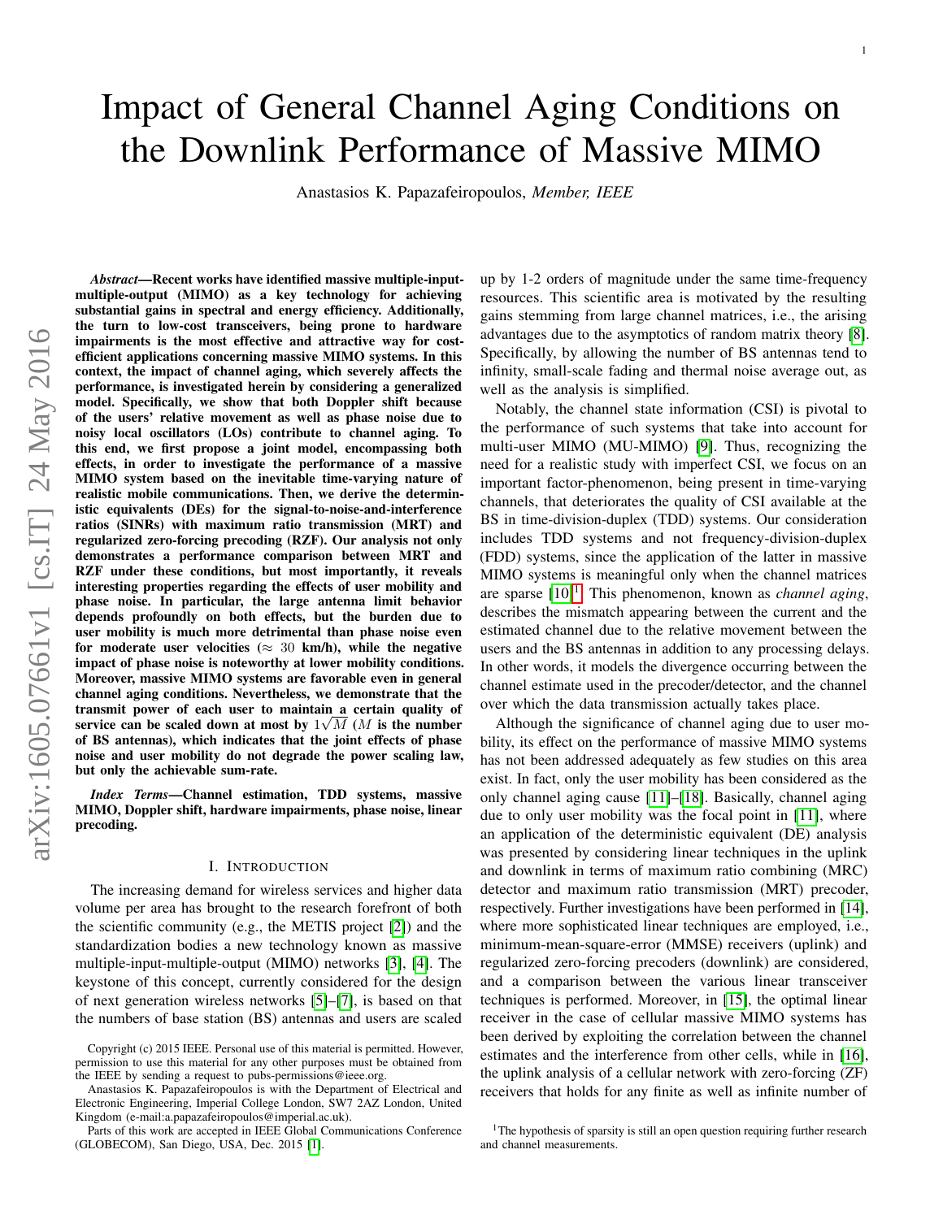# Impact of General Channel Aging Conditions on the Downlink Performance of Massive MIMO

Anastasios K. Papazafeiropoulos, *Member, IEEE*

***Abstract*—Recent works have identified massive multiple-input-multiple-output (MIMO) as a key technology for achieving substantial gains in spectral and energy efficiency. Additionally, the turn to low-cost transceivers, being prone to hardware impairments is the most effective and attractive way for cost-efficient applications concerning massive MIMO systems. In this context, the impact of channel aging, which severely affects the performance, is investigated herein by considering a generalized model. Specifically, we show that both Doppler shift because of the users' relative movement as well as phase noise due to noisy local oscillators (LOs) contribute to channel aging. To this end, we first propose a joint model, encompassing both effects, in order to investigate the performance of a massive MIMO system based on the inevitable time-varying nature of realistic mobile communications. Then, we derive the deterministic equivalents (DEs) for the signal-to-noise-and-interference ratios (SINRs) with maximum ratio transmission (MRT) and regularized zero-forcing precoding (RZF). Our analysis not only demonstrates a performance comparison between MRT and RZF under these conditions, but most importantly, it reveals interesting properties regarding the effects of user mobility and phase noise. In particular, the large antenna limit behavior depends profoundly on both effects, but the burden due to user mobility is much more detrimental than phase noise even for moderate user velocities ($\approx$ 30 km/h), while the negative impact of phase noise is noteworthy at lower mobility conditions. Moreover, massive MIMO systems are favorable even in general channel aging conditions. Nevertheless, we demonstrate that the transmit power of each user to maintain a certain quality of service can be scaled down at most by $1\sqrt{M}$ ($M$ is the number of BS antennas), which indicates that the joint effects of phase noise and user mobility do not degrade the power scaling law, but only the achievable sum-rate.**

***Index Terms*—Channel estimation, TDD systems, massive MIMO, Doppler shift, hardware impairments, phase noise, linear precoding.**

## I. Introduction

The increasing demand for wireless services and higher data volume per area has brought to the research forefront of both the scientific community (e.g., the METIS project [2]) and the standardization bodies a new technology known as massive multiple-input-multiple-output (MIMO) networks [3], [4]. The keystone of this concept, currently considered for the design of next generation wireless networks [5]–[7], is based on that the numbers of base station (BS) antennas and users are scaled up by 1-2 orders of magnitude under the same time-frequency resources. This scientific area is motivated by the resulting gains stemming from large channel matrices, i.e., the arising advantages due to the asymptotics of random matrix theory [8]. Specifically, by allowing the number of BS antennas tend to infinity, small-scale fading and thermal noise average out, as well as the analysis is simplified.

Notably, the channel state information (CSI) is pivotal to the performance of such systems that take into account for multi-user MIMO (MU-MIMO) [9]. Thus, recognizing the need for a realistic study with imperfect CSI, we focus on an important factor-phenomenon, being present in time-varying channels, that deteriorates the quality of CSI available at the BS in time-division-duplex (TDD) systems. Our consideration includes TDD systems and not frequency-division-duplex (FDD) systems, since the application of the latter in massive MIMO systems is meaningful only when the channel matrices are sparse [10][1]. This phenomenon, known as *channel aging*, describes the mismatch appearing between the current and the estimated channel due to the relative movement between the users and the BS antennas in addition to any processing delays. In other words, it models the divergence occurring between the channel estimate used in the precoder/detector, and the channel over which the data transmission actually takes place.

Although the significance of channel aging due to user mobility, its effect on the performance of massive MIMO systems has not been addressed adequately as few studies on this area exist. In fact, only the user mobility has been considered as the only channel aging cause [11]–[18]. Basically, channel aging due to only user mobility was the focal point in [11], where an application of the deterministic equivalent (DE) analysis was presented by considering linear techniques in the uplink and downlink in terms of maximum ratio combining (MRC) detector and maximum ratio transmission (MRT) precoder, respectively. Further investigations have been performed in [14], where more sophisticated linear techniques are employed, i.e., minimum-mean-square-error (MMSE) receivers (uplink) and regularized zero-forcing precoders (downlink) are considered, and a comparison between the various linear transceiver techniques is performed. Moreover, in [15], the optimal linear receiver in the case of cellular massive MIMO systems has been derived by exploiting the correlation between the channel estimates and the interference from other cells, while in [16], the uplink analysis of a cellular network with zero-forcing (ZF) receivers that holds for any finite as well as infinite number of

Copyright (c) 2015 IEEE. Personal use of this material is permitted. However, permission to use this material for any other purposes must be obtained from the IEEE by sending a request to pubs-permissions@ieee.org.

Anastasios K. Papazafeiropoulos is with the Department of Electrical and Electronic Engineering, Imperial College London, SW7 2AZ London, United Kingdom (e-mail:a.papazafeiropoulos@imperial.ac.uk).

Parts of this work are accepted in IEEE Global Communications Conference (GLOBECOM), San Diego, USA, Dec. 2015 [1].

[1] The hypothesis of sparsity is still an open question requiring further research and channel measurements.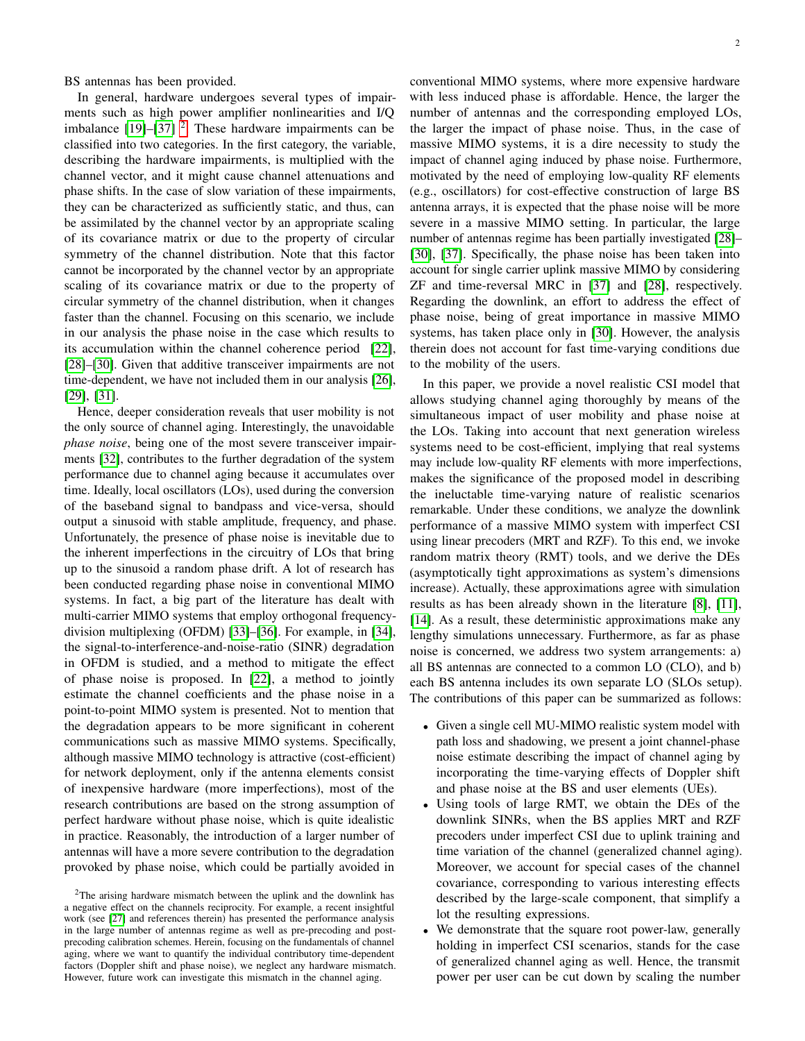BS antennas has been provided.

In general, hardware undergoes several types of impairments such as high power amplifier nonlinearities and I/Q imbalance [19]–[37] [2]. These hardware impairments can be classified into two categories. In the first category, the variable, describing the hardware impairments, is multiplied with the channel vector, and it might cause channel attenuations and phase shifts. In the case of slow variation of these impairments, they can be characterized as sufficiently static, and thus, can be assimilated by the channel vector by an appropriate scaling of its covariance matrix or due to the property of circular symmetry of the channel distribution. Note that this factor cannot be incorporated by the channel vector by an appropriate scaling of its covariance matrix or due to the property of circular symmetry of the channel distribution, when it changes faster than the channel. Focusing on this scenario, we include in our analysis the phase noise in the case which results to its accumulation within the channel coherence period [22], [28]–[30]. Given that additive transceiver impairments are not time-dependent, we have not included them in our analysis [26], [29], [31].

Hence, deeper consideration reveals that user mobility is not the only source of channel aging. Interestingly, the unavoidable *phase noise*, being one of the most severe transceiver impairments [32], contributes to the further degradation of the system performance due to channel aging because it accumulates over time. Ideally, local oscillators (LOs), used during the conversion of the baseband signal to bandpass and vice-versa, should output a sinusoid with stable amplitude, frequency, and phase. Unfortunately, the presence of phase noise is inevitable due to the inherent imperfections in the circuitry of LOs that bring up to the sinusoid a random phase drift. A lot of research has been conducted regarding phase noise in conventional MIMO systems. In fact, a big part of the literature has dealt with multi-carrier MIMO systems that employ orthogonal frequency-division multiplexing (OFDM) [33]–[36]. For example, in [34], the signal-to-interference-and-noise-ratio (SINR) degradation in OFDM is studied, and a method to mitigate the effect of phase noise is proposed. In [22], a method to jointly estimate the channel coefficients and the phase noise in a point-to-point MIMO system is presented. Not to mention that the degradation appears to be more significant in coherent communications such as massive MIMO systems. Specifically, although massive MIMO technology is attractive (cost-efficient) for network deployment, only if the antenna elements consist of inexpensive hardware (more imperfections), most of the research contributions are based on the strong assumption of perfect hardware without phase noise, which is quite idealistic in practice. Reasonably, the introduction of a larger number of antennas will have a more severe contribution to the degradation provoked by phase noise, which could be partially avoided in conventional MIMO systems, where more expensive hardware with less induced phase is affordable. Hence, the larger the number of antennas and the corresponding employed LOs, the larger the impact of phase noise. Thus, in the case of massive MIMO systems, it is a dire necessity to study the impact of channel aging induced by phase noise. Furthermore, motivated by the need of employing low-quality RF elements (e.g., oscillators) for cost-effective construction of large BS antenna arrays, it is expected that the phase noise will be more severe in a massive MIMO setting. In particular, the large number of antennas regime has been partially investigated [28]–[30], [37]. Specifically, the phase noise has been taken into account for single carrier uplink massive MIMO by considering ZF and time-reversal MRC in [37] and [28], respectively. Regarding the downlink, an effort to address the effect of phase noise, being of great importance in massive MIMO systems, has taken place only in [30]. However, the analysis therein does not account for fast time-varying conditions due to the mobility of the users.

In this paper, we provide a novel realistic CSI model that allows studying channel aging thoroughly by means of the simultaneous impact of user mobility and phase noise at the LOs. Taking into account that next generation wireless systems need to be cost-efficient, implying that real systems may include low-quality RF elements with more imperfections, makes the significance of the proposed model in describing the ineluctable time-varying nature of realistic scenarios remarkable. Under these conditions, we analyze the downlink performance of a massive MIMO system with imperfect CSI using linear precoders (MRT and RZF). To this end, we invoke random matrix theory (RMT) tools, and we derive the DEs (asymptotically tight approximations as system's dimensions increase). Actually, these approximations agree with simulation results as has been already shown in the literature [8], [11], [14]. As a result, these deterministic approximations make any lengthy simulations unnecessary. Furthermore, as far as phase noise is concerned, we address two system arrangements: a) all BS antennas are connected to a common LO (CLO), and b) each BS antenna includes its own separate LO (SLOs setup). The contributions of this paper can be summarized as follows:

- Given a single cell MU-MIMO realistic system model with path loss and shadowing, we present a joint channel-phase noise estimate describing the impact of channel aging by incorporating the time-varying effects of Doppler shift and phase noise at the BS and user elements (UEs).
- Using tools of large RMT, we obtain the DEs of the downlink SINRs, when the BS applies MRT and RZF precoders under imperfect CSI due to uplink training and time variation of the channel (generalized channel aging). Moreover, we account for special cases of the channel covariance, corresponding to various interesting effects described by the large-scale component, that simplify a lot the resulting expressions.
- We demonstrate that the square root power-law, generally holding in imperfect CSI scenarios, stands for the case of generalized channel aging as well. Hence, the transmit power per user can be cut down by scaling the number

[2] The arising hardware mismatch between the uplink and the downlink has a negative effect on the channels reciprocity. For example, a recent insightful work (see [27] and references therein) has presented the performance analysis in the large number of antennas regime as well as pre-precoding and post-precoding calibration schemes. Herein, focusing on the fundamentals of channel aging, where we want to quantify the individual contributory time-dependent factors (Doppler shift and phase noise), we neglect any hardware mismatch. However, future work can investigate this mismatch in the channel aging.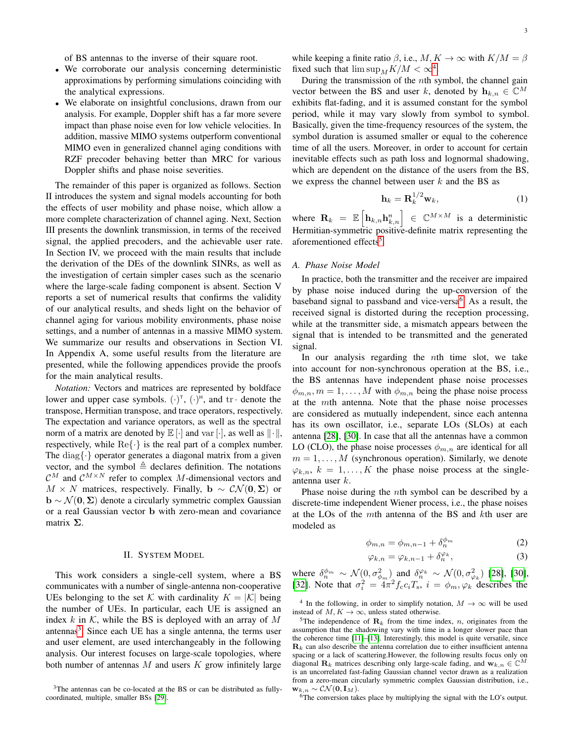of BS antennas to the inverse of their square root.

- We corroborate our analysis concerning deterministic approximations by performing simulations coinciding with the analytical expressions.
- We elaborate on insightful conclusions, drawn from our analysis. For example, Doppler shift has a far more severe impact than phase noise even for low vehicle velocities. In addition, massive MIMO systems outperform conventional MIMO even in generalized channel aging conditions with RZF precoder behaving better than MRC for various Doppler shifts and phase noise severities.

The remainder of this paper is organized as follows. Section II introduces the system and signal models accounting for both the effects of user mobility and phase noise, which allow a more complete characterization of channel aging. Next, Section III presents the downlink transmission, in terms of the received signal, the applied precoders, and the achievable user rate. In Section IV, we proceed with the main results that include the derivation of the DEs of the downlink SINRs, as well as the investigation of certain simpler cases such as the scenario where the large-scale fading component is absent. Section V reports a set of numerical results that confirms the validity of our analytical results, and sheds light on the behavior of channel aging for various mobility environments, phase noise settings, and a number of antennas in a massive MIMO system. We summarize our results and observations in Section VI. In Appendix A, some useful results from the literature are presented, while the following appendices provide the proofs for the main analytical results.

*Notation:* Vectors and matrices are represented by boldface lower and upper case symbols. $(\cdot)^{\mathsf{T}}$, $(\cdot)^{\mathsf{H}}$, and $\mathrm{tr}\cdot$ denote the transpose, Hermitian transpose, and trace operators, respectively. The expectation and variance operators, as well as the spectral norm of a matrix are denoted by $\mathbb{E}[\cdot]$ and $\mathrm{var}[\cdot]$, as well as $\|\cdot\|$, respectively, while $\mathrm{Re}\{\cdot\}$ is the real part of a complex number. The $\mathrm{diag}\{\cdot\}$ operator generates a diagonal matrix from a given vector, and the symbol $\triangleq$ declares definition. The notations $\mathcal{C}^{M}$ and $\mathcal{C}^{M\times N}$ refer to complex $M$-dimensional vectors and $M\times N$ matrices, respectively. Finally, $\mathbf{b}\sim\mathcal{CN}(\mathbf{0},\mathbf{\Sigma})$ or $\mathbf{b}\sim\mathcal{N}(\mathbf{0},\mathbf{\Sigma})$ denote a circularly symmetric complex Gaussian or a real Gaussian vector $\mathbf{b}$ with zero-mean and covariance matrix $\mathbf{\Sigma}$.

## II. System Model

This work considers a single-cell system, where a BS communicates with a number of single-antenna non-cooperative UEs belonging to the set $\mathcal{K}$ with cardinality $K=|\mathcal{K}|$ being the number of UEs. In particular, each UE is assigned an index $k$ in $\mathcal{K}$, while the BS is deployed with an array of $M$ antennas[3]. Since each UE has a single antenna, the terms user and user element, are used interchangeably in the following analysis. Our interest focuses on large-scale topologies, where both number of antennas $M$ and users $K$ grow infinitely large while keeping a finite ratio $\beta$, i.e., $M,K\to\infty$ with $K/M=\beta$ fixed such that $\limsup_{M} K/M<\infty$[4].

During the transmission of the $n$th symbol, the channel gain vector between the BS and user $k$, denoted by $\mathbf{h}_{k,n}\in\mathbb{C}^{M}$ exhibits flat-fading, and it is assumed constant for the symbol period, while it may vary slowly from symbol to symbol. Basically, given the time-frequency resources of the system, the symbol duration is assumed smaller or equal to the coherence time of all the users. Moreover, in order to account for certain inevitable effects such as path loss and lognormal shadowing, which are dependent on the distance of the users from the BS, we express the channel between user $k$ and the BS as

$$\mathbf{h}_{k}=\mathbf{R}_{k}^{1/2}\mathbf{w}_{k}, \tag{1}$$

where $\mathbf{R}_{k}=\mathbb{E}\left[\mathbf{h}_{k,n}\mathbf{h}_{k,n}^{\mathsf{H}}\right]\in\mathbb{C}^{M\times M}$ is a deterministic Hermitian-symmetric positive-definite matrix representing the aforementioned effects[5].

### A. Phase Noise Model

In practice, both the transmitter and the receiver are impaired by phase noise induced during the up-conversion of the baseband signal to passband and vice-versa[6]. As a result, the received signal is distorted during the reception processing, while at the transmitter side, a mismatch appears between the signal that is intended to be transmitted and the generated signal.

In our analysis regarding the $n$th time slot, we take into account for non-synchronous operation at the BS, i.e., the BS antennas have independent phase noise processes $\phi_{m,n}, m=1,\ldots,M$ with $\phi_{m,n}$ being the phase noise process at the $m$th antenna. Note that the phase noise processes are considered as mutually independent, since each antenna has its own oscillator, i.e., separate LOs (SLOs) at each antenna [28], [30]. In case that all the antennas have a common LO (CLO), the phase noise processes $\phi_{m,n}$ are identical for all $m=1,\ldots,M$ (synchronous operation). Similarly, we denote $\varphi_{k,n}$, $k=1,\ldots,K$ the phase noise process at the single-antenna user $k$.

Phase noise during the $n$th symbol can be described by a discrete-time independent Wiener process, i.e., the phase noises at the LOs of the $m$th antenna of the BS and $k$th user are modeled as

$$\phi_{m,n}=\phi_{m,n-1}+\delta_{n}^{\phi_{m}} \tag{2}$$

$$\varphi_{k,n}=\varphi_{k,n-1}+\delta_{n}^{\varphi_{k}}, \tag{3}$$

where $\delta_{n}^{\phi_{m}}\sim\mathcal{N}(0,\sigma_{\phi_{m}}^{2})$ and $\delta_{n}^{\varphi_{k}}\sim\mathcal{N}(0,\sigma_{\varphi_{k}}^{2})$ [28], [30], [32]. Note that $\sigma_{i}^{2}=4\pi^{2}f_{\mathrm{c}}c_{i}T_{\mathrm{s}}$, $i=\phi_{m},\varphi_{k}$ describes the

---

[3] The antennas can be co-located at the BS or can be distributed as fully-coordinated, multiple, smaller BSs [29].

[4] In the following, in order to simplify notation, $M\to\infty$ will be used instead of $M,K\to\infty$, unless stated otherwise.

[5] The independence of $\mathbf{R}_{k}$ from the time index, $n$, originates from the assumption that the shadowing vary with time in a longer slower pace than the coherence time [11]–[13]. Interestingly, this model is quite versatile, since $\mathbf{R}_{k}$ can also describe the antenna correlation due to either insufficient antenna spacing or a lack of scattering.However, the following results focus only on diagonal $\mathbf{R}_{k}$ matrices describing only large-scale fading, and $\mathbf{w}_{k,n}\in\mathbb{C}^{M}$ is an uncorrelated fast-fading Gaussian channel vector drawn as a realization from a zero-mean circularly symmetric complex Gaussian distribution, i.e., $\mathbf{w}_{k,n}\sim\mathcal{CN}(\mathbf{0},\mathbf{I}_{M})$.

[6] The conversion takes place by multiplying the signal with the LO's output.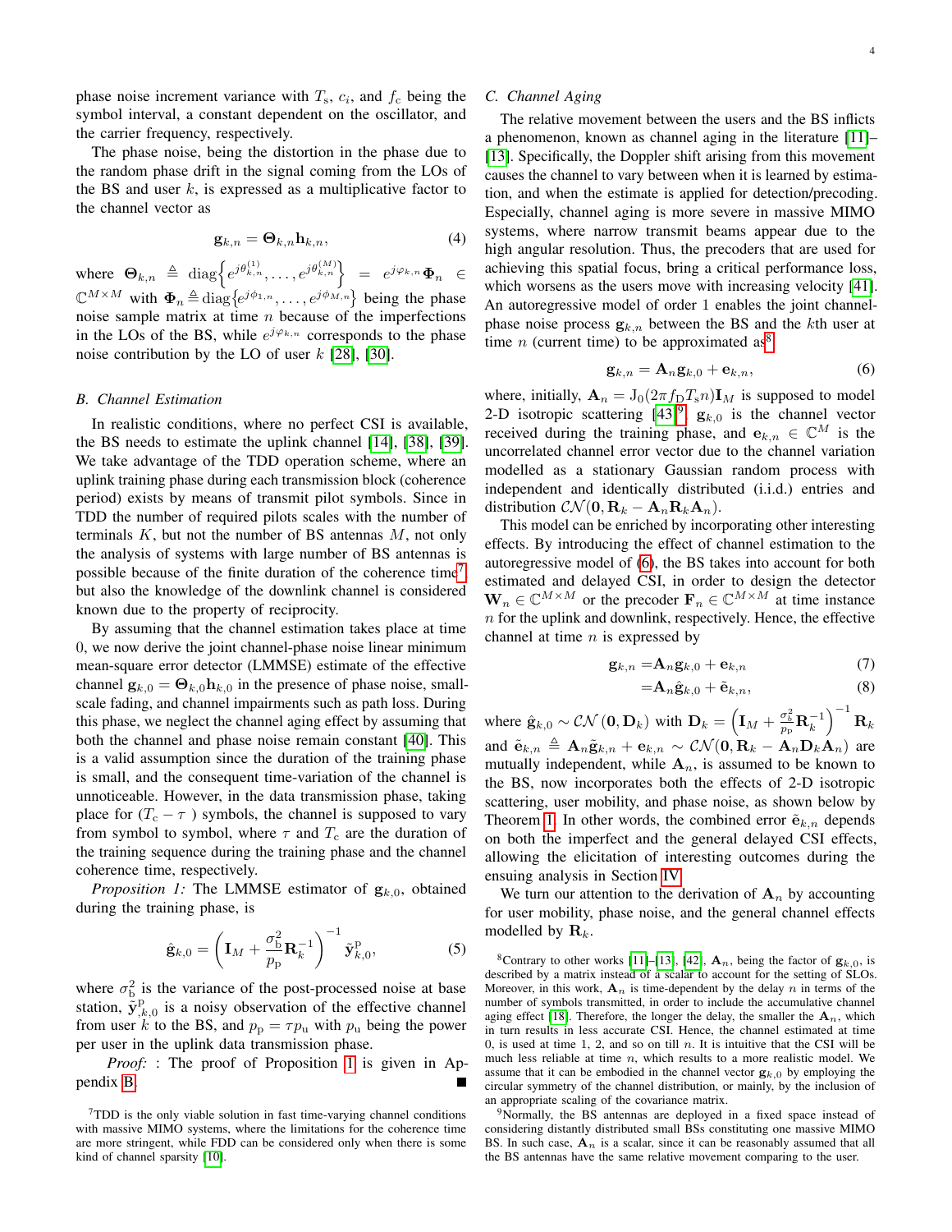phase noise increment variance with $T_{\mathrm{s}}$, $c_i$, and $f_{\mathrm{c}}$ being the symbol interval, a constant dependent on the oscillator, and the carrier frequency, respectively.

The phase noise, being the distortion in the phase due to the random phase drift in the signal coming from the LOs of the BS and user $k$, is expressed as a multiplicative factor to the channel vector as

$$\mathbf{g}_{k,n} = \mathbf{\Theta}_{k,n}\mathbf{h}_{k,n}, \tag{4}$$

where $\mathbf{\Theta}_{k,n} \triangleq \mathrm{diag}\left\{e^{j\theta_{k,n}^{(1)}}, \ldots, e^{j\theta_{k,n}^{(M)}}\right\} = e^{j\varphi_{k,n}}\mathbf{\Phi}_n \in \mathbb{C}^{M\times M}$ with $\mathbf{\Phi}_n \triangleq \mathrm{diag}\{e^{j\phi_{1,n}}, \ldots, e^{j\phi_{M,n}}\}$ being the phase noise sample matrix at time $n$ because of the imperfections in the LOs of the BS, while $e^{j\varphi_{k,n}}$ corresponds to the phase noise contribution by the LO of user $k$ [28], [30].

### B. Channel Estimation

In realistic conditions, where no perfect CSI is available, the BS needs to estimate the uplink channel [14], [38], [39]. We take advantage of the TDD operation scheme, where an uplink training phase during each transmission block (coherence period) exists by means of transmit pilot symbols. Since in TDD the number of required pilots scales with the number of terminals $K$, but not the number of BS antennas $M$, not only the analysis of systems with large number of BS antennas is possible because of the finite duration of the coherence time[7] but also the knowledge of the downlink channel is considered known due to the property of reciprocity.

By assuming that the channel estimation takes place at time 0, we now derive the joint channel-phase noise linear minimum mean-square error detector (LMMSE) estimate of the effective channel $\mathbf{g}_{k,0} = \mathbf{\Theta}_{k,0}\mathbf{h}_{k,0}$ in the presence of phase noise, small-scale fading, and channel impairments such as path loss. During this phase, we neglect the channel aging effect by assuming that both the channel and phase noise remain constant [40]. This is a valid assumption since the duration of the training phase is small, and the consequent time-variation of the channel is unnoticeable. However, in the data transmission phase, taking place for $(T_{\mathrm{c}} - \tau)$ symbols, the channel is supposed to vary from symbol to symbol, where $\tau$ and $T_{\mathrm{c}}$ are the duration of the training sequence during the training phase and the channel coherence time, respectively.

*Proposition 1:* The LMMSE estimator of $\mathbf{g}_{k,0}$, obtained during the training phase, is

$$\hat{\mathbf{g}}_{k,0} = \left(\mathbf{I}_M + \frac{\sigma_{\mathrm{b}}^2}{p_{\mathrm{p}}}\mathbf{R}_k^{-1}\right)^{-1}\tilde{\mathbf{y}}_{k,0}^{\mathrm{p}}, \tag{5}$$

where $\sigma_{\mathrm{b}}^2$ is the variance of the post-processed noise at base station, $\tilde{\mathbf{y}}_{k,0}^{\mathrm{p}}$ is a noisy observation of the effective channel from user $k$ to the BS, and $p_{\mathrm{p}} = \tau p_{\mathrm{u}}$ with $p_{\mathrm{u}}$ being the power per user in the uplink data transmission phase.

*Proof:* : The proof of Proposition 1 is given in Appendix B. ■

[7]TDD is the only viable solution in fast time-varying channel conditions with massive MIMO systems, where the limitations for the coherence time are more stringent, while FDD can be considered only when there is some kind of channel sparsity [10].

### C. Channel Aging

The relative movement between the users and the BS inflicts a phenomenon, known as channel aging in the literature [11]–[13]. Specifically, the Doppler shift arising from this movement causes the channel to vary between when it is learned by estimation, and when the estimate is applied for detection/precoding. Especially, channel aging is more severe in massive MIMO systems, where narrow transmit beams appear due to the high angular resolution. Thus, the precoders that are used for achieving this spatial focus, bring a critical performance loss, which worsens as the users move with increasing velocity [41]. An autoregressive model of order 1 enables the joint channel-phase noise process $\mathbf{g}_{k,n}$ between the BS and the $k$th user at time $n$ (current time) to be approximated as[8]

$$\mathbf{g}_{k,n} = \mathbf{A}_n\mathbf{g}_{k,0} + \mathbf{e}_{k,n}, \tag{6}$$

where, initially, $\mathbf{A}_n = \mathrm{J}_0(2\pi f_{\mathrm{D}}T_{\mathrm{s}}n)\mathbf{I}_M$ is supposed to model 2-D isotropic scattering [43][9], $\mathbf{g}_{k,0}$ is the channel vector received during the training phase, and $\mathbf{e}_{k,n} \in \mathbb{C}^M$ is the uncorrelated channel error vector due to the channel variation modelled as a stationary Gaussian random process with independent and identically distributed (i.i.d.) entries and distribution $\mathcal{CN}(\mathbf{0}, \mathbf{R}_k - \mathbf{A}_n\mathbf{R}_k\mathbf{A}_n)$.

This model can be enriched by incorporating other interesting effects. By introducing the effect of channel estimation to the autoregressive model of (6), the BS takes into account for both estimated and delayed CSI, in order to design the detector $\mathbf{W}_n \in \mathbb{C}^{M\times M}$ or the precoder $\mathbf{F}_n \in \mathbb{C}^{M\times M}$ at time instance $n$ for the uplink and downlink, respectively. Hence, the effective channel at time $n$ is expressed by

$$\begin{aligned}\mathbf{g}_{k,n} =& \mathbf{A}_n\mathbf{g}_{k,0} + \mathbf{e}_{k,n} \qquad (7)\\ =& \mathbf{A}_n\hat{\mathbf{g}}_{k,0} + \tilde{\mathbf{e}}_{k,n}, \qquad (8)\end{aligned}$$

where $\hat{\mathbf{g}}_{k,0} \sim \mathcal{CN}(\mathbf{0}, \mathbf{D}_k)$ with $\mathbf{D}_k = \left(\mathbf{I}_M + \frac{\sigma_b^2}{p_{\mathrm{P}}}\mathbf{R}_k^{-1}\right)^{-1}\mathbf{R}_k$ and $\tilde{\mathbf{e}}_{k,n} \triangleq \mathbf{A}_n\tilde{\mathbf{g}}_{k,n} + \mathbf{e}_{k,n} \sim \mathcal{CN}(\mathbf{0}, \mathbf{R}_k - \mathbf{A}_n\mathbf{D}_k\mathbf{A}_n)$ are mutually independent, while $\mathbf{A}_n$, is assumed to be known to the BS, now incorporates both the effects of 2-D isotropic scattering, user mobility, and phase noise, as shown below by Theorem 1. In other words, the combined error $\tilde{\mathbf{e}}_{k,n}$ depends on both the imperfect and the general delayed CSI effects, allowing the elicitation of interesting outcomes during the ensuing analysis in Section IV.

We turn our attention to the derivation of $\mathbf{A}_n$ by accounting for user mobility, phase noise, and the general channel effects modelled by $\mathbf{R}_k$.

[8]Contrary to other works [11]–[13], [42], $\mathbf{A}_n$, being the factor of $\mathbf{g}_{k,0}$, is described by a matrix instead of a scalar to account for the setting of SLOs. Moreover, in this work, $\mathbf{A}_n$ is time-dependent by the delay $n$ in terms of the number of symbols transmitted, in order to include the accumulative channel aging effect [18]. Therefore, the longer the delay, the smaller the $\mathbf{A}_n$, which in turn results in less accurate CSI. Hence, the channel estimated at time 0, is used at time 1, 2, and so on till $n$. It is intuitive that the CSI will be much less reliable at time $n$, which results to a more realistic model. We assume that it can be embodied in the channel vector $\mathbf{g}_{k,0}$ by employing the circular symmetry of the channel distribution, or mainly, by the inclusion of an appropriate scaling of the covariance matrix.

[9]Normally, the BS antennas are deployed in a fixed space instead of considering distantly distributed small BSs constituting one massive MIMO BS. In such case, $\mathbf{A}_n$ is a scalar, since it can be reasonably assumed that all the BS antennas have the same relative movement comparing to the user.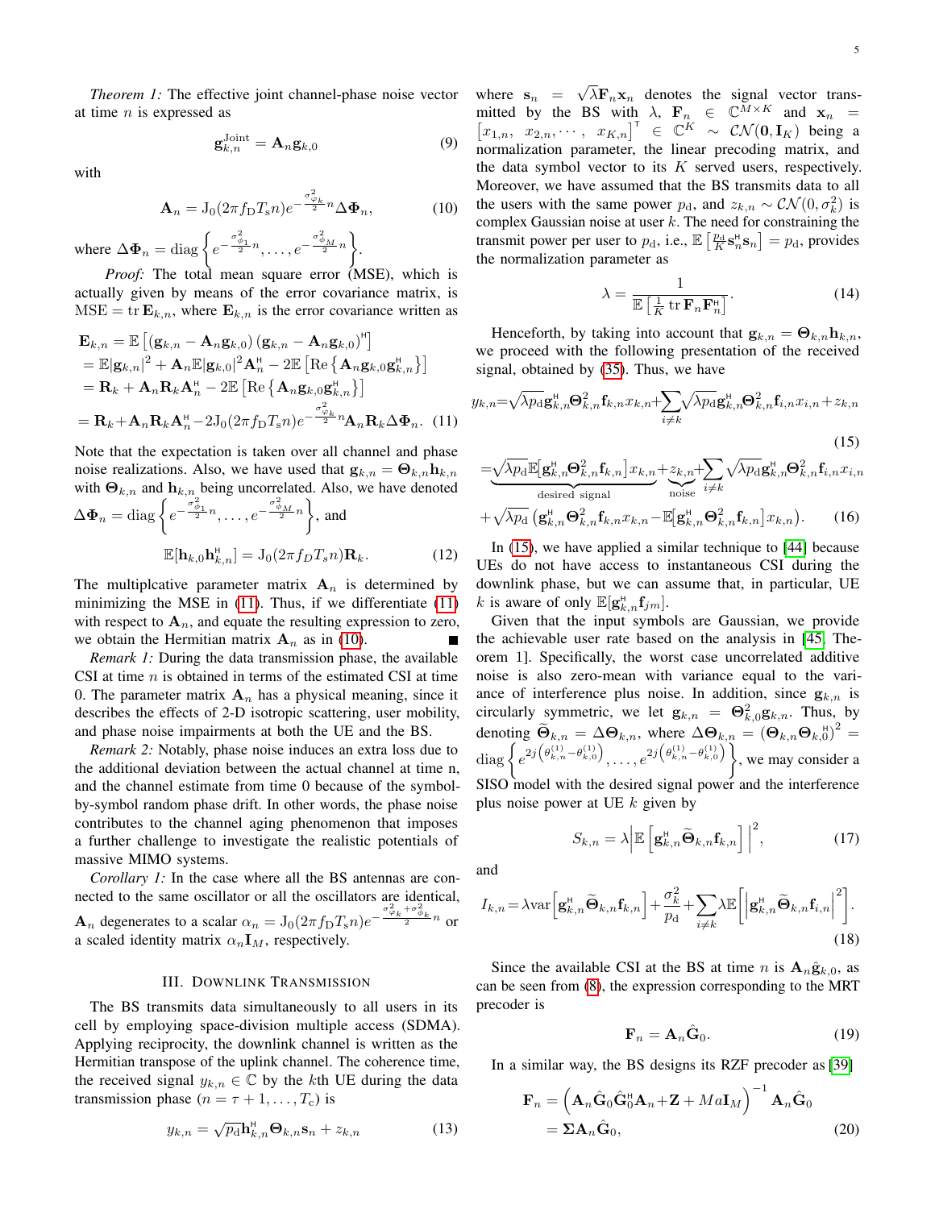*Theorem 1:* The effective joint channel-phase noise vector at time $n$ is expressed as

$$\mathbf{g}_{k,n}^{\text{Joint}} = \mathbf{A}_n \mathbf{g}_{k,0} \tag{9}$$

with

$$\mathbf{A}_n = \text{J}_0(2\pi f_{\text{D}} T_{\text{s}} n) e^{-\frac{\sigma_{\varphi_k}^2}{2} n} \Delta \mathbf{\Phi}_n, \tag{10}$$

where $\Delta \mathbf{\Phi}_n = \text{diag}\left\{ e^{-\frac{\sigma_{\phi_1}^2}{2} n}, \ldots, e^{-\frac{\sigma_{\phi_M}^2}{2} n} \right\}$.

*Proof:* The total mean square error (MSE), which is actually given by means of the error covariance matrix, is $\text{MSE} = \text{tr}\, \mathbf{E}_{k,n}$, where $\mathbf{E}_{k,n}$ is the error covariance written as

$$\begin{aligned}
\mathbf{E}_{k,n} &= \mathbb{E}\left[ \left( \mathbf{g}_{k,n} - \mathbf{A}_n \mathbf{g}_{k,0} \right) \left( \mathbf{g}_{k,n} - \mathbf{A}_n \mathbf{g}_{k,0} \right)^{\mathsf{H}} \right] \\
&= \mathbb{E}|\mathbf{g}_{k,n}|^2 + \mathbf{A}_n \mathbb{E}|\mathbf{g}_{k,0}|^2 \mathbf{A}_n^{\mathsf{H}} - 2\mathbb{E}\left[ \text{Re}\left\{ \mathbf{A}_n \mathbf{g}_{k,0} \mathbf{g}_{k,n}^{\mathsf{H}} \right\} \right] \\
&= \mathbf{R}_k + \mathbf{A}_n \mathbf{R}_k \mathbf{A}_n^{\mathsf{H}} - 2\mathbb{E}\left[ \text{Re}\left\{ \mathbf{A}_n \mathbf{g}_{k,0} \mathbf{g}_{k,n}^{\mathsf{H}} \right\} \right] \\
&= \mathbf{R}_k + \mathbf{A}_n \mathbf{R}_k \mathbf{A}_n^{\mathsf{H}} - 2\text{J}_0(2\pi f_{\text{D}} T_{\text{s}} n) e^{-\frac{\sigma_{\varphi_k}^2}{2} n} \mathbf{A}_n \mathbf{R}_k \Delta \mathbf{\Phi}_n. \quad (11)
\end{aligned}$$

Note that the expectation is taken over all channel and phase noise realizations. Also, we have used that $\mathbf{g}_{k,n} = \mathbf{\Theta}_{k,n} \mathbf{h}_{k,n}$ with $\mathbf{\Theta}_{k,n}$ and $\mathbf{h}_{k,n}$ being uncorrelated. Also, we have denoted $\Delta \mathbf{\Phi}_n = \text{diag}\left\{ e^{-\frac{\sigma_{\phi_1}^2}{2} n}, \ldots, e^{-\frac{\sigma_{\phi_M}^2}{2} n} \right\}$, and

$$\mathbb{E}[\mathbf{h}_{k,0} \mathbf{h}_{k,n}^{\mathsf{H}}] = \text{J}_0(2\pi f_D T_s n) \mathbf{R}_k. \tag{12}$$

The multiplcative parameter matrix $\mathbf{A}_n$ is determined by minimizing the MSE in (11). Thus, if we differentiate (11) with respect to $\mathbf{A}_n$, and equate the resulting expression to zero, we obtain the Hermitian matrix $\mathbf{A}_n$ as in (10). ∎

*Remark 1:* During the data transmission phase, the available CSI at time $n$ is obtained in terms of the estimated CSI at time 0. The parameter matrix $\mathbf{A}_n$ has a physical meaning, since it describes the effects of 2-D isotropic scattering, user mobility, and phase noise impairments at both the UE and the BS.

*Remark 2:* Notably, phase noise induces an extra loss due to the additional deviation between the actual channel at time n, and the channel estimate from time 0 because of the symbol-by-symbol random phase drift. In other words, the phase noise contributes to the channel aging phenomenon that imposes a further challenge to investigate the realistic potentials of massive MIMO systems.

*Corollary 1:* In the case where all the BS antennas are connected to the same oscillator or all the oscillators are identical, $\mathbf{A}_n$ degenerates to a scalar $\alpha_n = \text{J}_0(2\pi f_{\text{D}} T_{\text{s}} n) e^{-\frac{\sigma_{\varphi_k}^2 + \sigma_{\phi_k}^2}{2} n}$ or a scaled identity matrix $\alpha_n \mathbf{I}_M$, respectively.

## III. Downlink Transmission

The BS transmits data simultaneously to all users in its cell by employing space-division multiple access (SDMA). Applying reciprocity, the downlink channel is written as the Hermitian transpose of the uplink channel. The coherence time, the received signal $y_{k,n} \in \mathbb{C}$ by the $k$th UE during the data transmission phase ($n = \tau + 1, \ldots, T_{\text{c}}$) is

$$y_{k,n} = \sqrt{p_{\text{d}}} \mathbf{h}_{k,n}^{\mathsf{H}} \mathbf{\Theta}_{k,n} \mathbf{s}_n + z_{k,n} \tag{13}$$

where $\mathbf{s}_n = \sqrt{\lambda} \mathbf{F}_n \mathbf{x}_n$ denotes the signal vector transmitted by the BS with $\lambda$, $\mathbf{F}_n \in \mathbb{C}^{M \times K}$ and $\mathbf{x}_n = \left[ x_{1,n}, \; x_{2,n}, \cdots, \; x_{K,n} \right]^{\mathsf{T}} \in \mathbb{C}^K \sim \mathcal{CN}(\mathbf{0}, \mathbf{I}_K)$ being a normalization parameter, the linear precoding matrix, and the data symbol vector to its $K$ served users, respectively. Moreover, we have assumed that the BS transmits data to all the users with the same power $p_{\text{d}}$, and $z_{k,n} \sim \mathcal{CN}(0, \sigma_k^2)$ is complex Gaussian noise at user $k$. The need for constraining the transmit power per user to $p_{\text{d}}$, i.e., $\mathbb{E}\left[ \frac{p_{\text{d}}}{K} \mathbf{s}_n^{\mathsf{H}} \mathbf{s}_n \right] = p_{\text{d}}$, provides the normalization parameter as

$$\lambda = \frac{1}{\mathbb{E}\left[ \frac{1}{K} \text{tr}\, \mathbf{F}_n \mathbf{F}_n^{\mathsf{H}} \right]}. \tag{14}$$

Henceforth, by taking into account that $\mathbf{g}_{k,n} = \mathbf{\Theta}_{k,n} \mathbf{h}_{k,n}$, we proceed with the following presentation of the received signal, obtained by (35). Thus, we have

$$y_{k,n} = \sqrt{\lambda p_{\text{d}}} \mathbf{g}_{k,n}^{\mathsf{H}} \mathbf{\Theta}_{k,n}^2 \mathbf{f}_{k,n} x_{k,n} + \sum_{i \neq k} \sqrt{\lambda p_{\text{d}}} \mathbf{g}_{k,n}^{\mathsf{H}} \mathbf{\Theta}_{k,n}^2 \mathbf{f}_{i,n} x_{i,n} + z_{k,n} \tag{15}$$

$$\begin{aligned}
= &\underbrace{\sqrt{\lambda p_{\text{d}}} \mathbb{E}\left[ \mathbf{g}_{k,n}^{\mathsf{H}} \mathbf{\Theta}_{k,n}^2 \mathbf{f}_{k,n} \right] x_{k,n}}_{\text{desired signal}} + \underbrace{z_{k,n}}_{\text{noise}} + \sum_{i \neq k} \sqrt{\lambda p_{\text{d}}} \mathbf{g}_{k,n}^{\mathsf{H}} \mathbf{\Theta}_{k,n}^2 \mathbf{f}_{i,n} x_{i,n} \\
&+ \sqrt{\lambda p_{\text{d}}} \left( \mathbf{g}_{k,n}^{\mathsf{H}} \mathbf{\Theta}_{k,n}^2 \mathbf{f}_{k,n} x_{k,n} - \mathbb{E}\left[ \mathbf{g}_{k,n}^{\mathsf{H}} \mathbf{\Theta}_{k,n}^2 \mathbf{f}_{k,n} \right] x_{k,n} \right). \quad (16)
\end{aligned}$$

In (15), we have applied a similar technique to [44] because UEs do not have access to instantaneous CSI during the downlink phase, but we can assume that, in particular, UE $k$ is aware of only $\mathbb{E}[\mathbf{g}_{k,n}^{\mathsf{H}} \mathbf{f}_{jm}]$.

Given that the input symbols are Gaussian, we provide the achievable user rate based on the analysis in [45, Theorem 1]. Specifically, the worst case uncorrelated additive noise is also zero-mean with variance equal to the variance of interference plus noise. In addition, since $\mathbf{g}_{k,n}$ is circularly symmetric, we let $\mathbf{g}_{k,n} = \mathbf{\Theta}_{k,0}^2 \mathbf{g}_{k,n}$. Thus, by denoting $\widetilde{\mathbf{\Theta}}_{k,n} = \Delta \mathbf{\Theta}_{k,n}$, where $\Delta \mathbf{\Theta}_{k,n} = (\mathbf{\Theta}_{k,n} \mathbf{\Theta}_{k,0}^{\mathsf{H}})^2 = \text{diag}\left\{ e^{2j\left(\theta_{k,n}^{(1)} - \theta_{k,0}^{(1)}\right)}, \ldots, e^{2j\left(\theta_{k,n}^{(1)} - \theta_{k,0}^{(1)}\right)} \right\}$, we may consider a SISO model with the desired signal power and the interference plus noise power at UE $k$ given by

$$S_{k,n} = \lambda \left| \mathbb{E}\left[ \mathbf{g}_{k,n}^{\mathsf{H}} \widetilde{\mathbf{\Theta}}_{k,n} \mathbf{f}_{k,n} \right] \right|^2, \tag{17}$$

and

$$I_{k,n} = \lambda \text{var}\left[ \mathbf{g}_{k,n}^{\mathsf{H}} \widetilde{\mathbf{\Theta}}_{k,n} \mathbf{f}_{k,n} \right] + \frac{\sigma_k^2}{p_{\text{d}}} + \sum_{i \neq k} \lambda \mathbb{E}\left[ \left| \mathbf{g}_{k,n}^{\mathsf{H}} \widetilde{\mathbf{\Theta}}_{k,n} \mathbf{f}_{i,n} \right|^2 \right]. \tag{18}$$

Since the available CSI at the BS at time $n$ is $\mathbf{A}_n \hat{\mathbf{g}}_{k,0}$, as can be seen from (8), the expression corresponding to the MRT precoder is

$$\mathbf{F}_n = \mathbf{A}_n \hat{\mathbf{G}}_0. \tag{19}$$

In a similar way, the BS designs its RZF precoder as [39]

$$\begin{aligned}
\mathbf{F}_n &= \left( \mathbf{A}_n \hat{\mathbf{G}}_0 \hat{\mathbf{G}}_0^{\mathsf{H}} \mathbf{A}_n + \mathbf{Z} + Ma \mathbf{I}_M \right)^{-1} \mathbf{A}_n \hat{\mathbf{G}}_0 \\
&= \mathbf{\Sigma} \mathbf{A}_n \hat{\mathbf{G}}_0, \quad (20)
\end{aligned}$$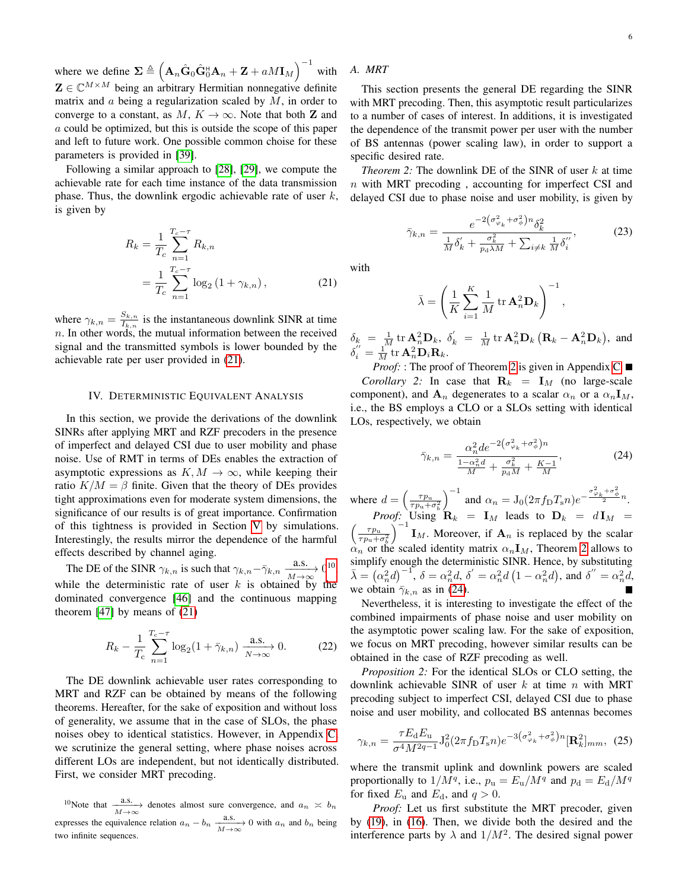where we define $\mathbf{\Sigma} \triangleq \left(\mathbf{A}_n \hat{\mathbf{G}}_0 \hat{\mathbf{G}}_0^{\mathsf{H}} \mathbf{A}_n + \mathbf{Z} + aM\mathbf{I}_M\right)^{-1}$ with $\mathbf{Z} \in \mathbb{C}^{M \times M}$ being an arbitrary Hermitian nonnegative definite matrix and $a$ being a regularization scaled by $M$, in order to converge to a constant, as $M, K \to \infty$. Note that both $\mathbf{Z}$ and $a$ could be optimized, but this is outside the scope of this paper and left to future work. One possible common choise for these parameters is provided in [39].

Following a similar approach to [28], [29], we compute the achievable rate for each time instance of the data transmission phase. Thus, the downlink ergodic achievable rate of user $k$, is given by

$$
\begin{aligned}
R_k &= \frac{1}{T_c} \sum_{n=1}^{T_c-\tau} R_{k,n} \\
&= \frac{1}{T_c} \sum_{n=1}^{T_c-\tau} \log_2\left(1 + \gamma_{k,n}\right), \quad (21)
\end{aligned}
$$

where $\gamma_{k,n} = \frac{S_{k,n}}{I_{k,n}}$ is the instantaneous downlink SINR at time $n$. In other words, the mutual information between the received signal and the transmitted symbols is lower bounded by the achievable rate per user provided in (21).

## IV. Deterministic Equivalent Analysis

In this section, we provide the derivations of the downlink SINRs after applying MRT and RZF precoders in the presence of imperfect and delayed CSI due to user mobility and phase noise. Use of RMT in terms of DEs enables the extraction of asymptotic expressions as $K, M \to \infty$, while keeping their ratio $K/M = \beta$ finite. Given that the theory of DEs provides tight approximations even for moderate system dimensions, the significance of our results is of great importance. Confirmation of this tightness is provided in Section V by simulations. Interestingly, the results mirror the dependence of the harmful effects described by channel aging.

The DE of the SINR $\gamma_{k,n}$ is such that $\gamma_{k,n} - \bar{\gamma}_{k,n} \xrightarrow[M\to\infty]{\text{a.s.}} 0$[10] while the deterministic rate of user $k$ is obtained by the dominated convergence [46] and the continuous mapping theorem [47] by means of (21)

$$
R_k - \frac{1}{T_c} \sum_{n=1}^{T_c-\tau} \log_2(1 + \bar{\gamma}_{k,n}) \xrightarrow[N\to\infty]{\text{a.s.}} 0. \quad (22)
$$

The DE downlink achievable user rates corresponding to MRT and RZF can be obtained by means of the following theorems. Hereafter, for the sake of exposition and without loss of generality, we assume that in the case of SLOs, the phase noises obey to identical statistics. However, in Appendix C we scrutinize the general setting, where phase noises across different LOs are independent, but not identically distributed. First, we consider MRT precoding.

[10] Note that $\xrightarrow[M\to\infty]{\text{a.s.}}$ denotes almost sure convergence, and $a_n \asymp b_n$ expresses the equivalence relation $a_n - b_n \xrightarrow[M\to\infty]{\text{a.s.}} 0$ with $a_n$ and $b_n$ being two infinite sequences.

### A. MRT

This section presents the general DE regarding the SINR with MRT precoding. Then, this asymptotic result particularizes to a number of cases of interest. In additions, it is investigated the dependence of the transmit power per user with the number of BS antennas (power scaling law), in order to support a specific desired rate.

*Theorem 2:* The downlink DE of the SINR of user $k$ at time $n$ with MRT precoding , accounting for imperfect CSI and delayed CSI due to phase noise and user mobility, is given by

$$
\bar{\gamma}_{k,n} = \frac{e^{-2\left(\sigma_{\varphi_k}^2 + \sigma_{\phi}^2\right)n} \delta_k^2}{\frac{1}{M}\delta_k^{'} + \frac{\sigma_k^2}{p_{\mathrm{d}}\bar{\lambda}M} + \sum_{i\neq k} \frac{1}{M}\delta_i^{''}}, \quad (23)
$$

with

$$
\bar{\lambda} = \left(\frac{1}{K}\sum_{i=1}^{K} \frac{1}{M} \operatorname{tr} \mathbf{A}_n^2 \mathbf{D}_k\right)^{-1},
$$

$\delta_k = \frac{1}{M} \operatorname{tr} \mathbf{A}_n^2 \mathbf{D}_k$, $\delta_k^{'} = \frac{1}{M} \operatorname{tr} \mathbf{A}_n^2 \mathbf{D}_k \left(\mathbf{R}_k - \mathbf{A}_n^2 \mathbf{D}_k\right)$, and $\delta_i^{''} = \frac{1}{M} \operatorname{tr} \mathbf{A}_n^2 \mathbf{D}_i \mathbf{R}_k$.

*Proof:* : The proof of Theorem 2 is given in Appendix C. ∎

*Corollary 2:* In case that $\mathbf{R}_k = \mathbf{I}_M$ (no large-scale component), and $\mathbf{A}_n$ degenerates to a scalar $\alpha_n$ or a $\alpha_n \mathbf{I}_M$, i.e., the BS employs a CLO or a SLOs setting with identical LOs, respectively, we obtain

$$
\bar{\gamma}_{k,n} = \frac{\alpha_n^2 d e^{-2\left(\sigma_{\varphi_k}^2 + \sigma_{\phi}^2\right)n}}{\frac{1-\alpha_n^2 d}{M} + \frac{\sigma_k^2}{p_{\mathrm{d}}M} + \frac{K-1}{M}}, \quad (24)
$$

where $d = \left(\frac{\tau p_{\mathrm{u}}}{\tau p_{\mathrm{u}} + \sigma_b^2}\right)^{-1}$ and $\alpha_n = \mathrm{J}_0(2\pi f_{\mathrm{D}} T_{\mathrm{s}} n) e^{-\frac{\sigma_{\varphi_k}^2 + \sigma_{\phi}^2}{2}n}$.

*Proof:* Using $\mathbf{R}_k = \mathbf{I}_M$ leads to $\mathbf{D}_k = d\mathbf{I}_M = \left(\frac{\tau p_{\mathrm{u}}}{\tau p_{\mathrm{u}} + \sigma_b^2}\right)^{-1} \mathbf{I}_M$. Moreover, if $\mathbf{A}_n$ is replaced by the scalar $\alpha_n$ or the scaled identity matrix $\alpha_n \mathbf{I}_M$, Theorem 2 allows to simplify enough the deterministic SINR. Hence, by substituting $\bar{\lambda} = \left(\alpha_n^2 d\right)^{-1}$, $\delta = \alpha_n^2 d$, $\delta^{'} = \alpha_n^2 d\left(1 - \alpha_n^2 d\right)$, and $\delta^{''} = \alpha_n^2 d$, we obtain $\bar{\gamma}_{k,n}$ as in (24). ∎

Nevertheless, it is interesting to investigate the effect of the combined impairments of phase noise and user mobility on the asymptotic power scaling law. For the sake of exposition, we focus on MRT precoding, however similar results can be obtained in the case of RZF precoding as well.

*Proposition 2:* For the identical SLOs or CLO setting, the downlink achievable SINR of user $k$ at time $n$ with MRT precoding subject to imperfect CSI, delayed CSI due to phase noise and user mobility, and collocated BS antennas becomes

$$
\gamma_{k,n} = \frac{\tau E_{\mathrm{d}} E_{\mathrm{u}}}{\sigma^4 M^{2q-1}} \mathrm{J}_0^2(2\pi f_{\mathrm{D}} T_{\mathrm{s}} n) e^{-3\left(\sigma_{\varphi_k}^2 + \sigma_{\phi}^2\right)n} [\mathbf{R}_k^2]_{mm}, \quad (25)
$$

where the transmit uplink and downlink powers are scaled proportionally to $1/M^q$, i.e., $p_{\mathrm{u}} = E_{\mathrm{u}}/M^q$ and $p_{\mathrm{d}} = E_{\mathrm{d}}/M^q$ for fixed $E_{\mathrm{u}}$ and $E_{\mathrm{d}}$, and $q > 0$.

*Proof:* Let us first substitute the MRT precoder, given by (19), in (16). Then, we divide both the desired and the interference parts by $\lambda$ and $1/M^2$. The desired signal power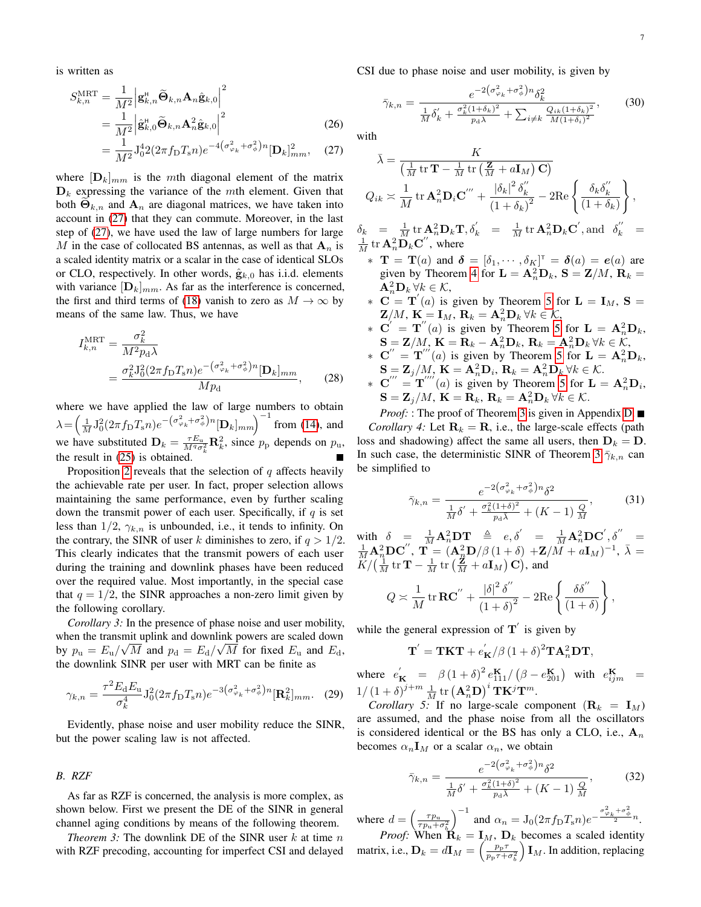is written as

$$
\begin{aligned}
S_{k,n}^{\mathrm{MRT}} &= \frac{1}{M^2}\left|\mathbf{g}_{k,n}^{\mathsf{H}}\widetilde{\mathbf{\Theta}}_{k,n}\mathbf{A}_n\hat{\mathbf{g}}_{k,0}\right|^2 \\
&= \frac{1}{M^2}\left|\hat{\mathbf{g}}_{k,0}^{\mathsf{H}}\widetilde{\mathbf{\Theta}}_{k,n}\mathbf{A}_n^2\hat{\mathbf{g}}_{k,0}\right|^2 \qquad (26)\\
&= \frac{1}{M^2}\mathrm{J}_0^4 2(2\pi f_{\mathrm{D}}T_{\mathrm{s}}n)e^{-4\left(\sigma_{\varphi_k}^2+\sigma_{\phi}^2\right)n}[\mathbf{D}_k]_{mm}^2, \qquad (27)
\end{aligned}
$$

where $[\mathbf{D}_k]_{mm}$ is the $m$th diagonal element of the matrix $\mathbf{D}_k$ expressing the variance of the $m$th element. Given that both $\widetilde{\mathbf{\Theta}}_{k,n}$ and $\mathbf{A}_n$ are diagonal matrices, we have taken into account in (27) that they can commute. Moreover, in the last step of (27), we have used the law of large numbers for large $M$ in the case of collocated BS antennas, as well as that $\mathbf{A}_n$ is a scaled identity matrix or a scalar in the case of identical SLOs or CLO, respectively. In other words, $\hat{\mathbf{g}}_{k,0}$ has i.i.d. elements with variance $[\mathbf{D}_k]_{mm}$. As far as the interference is concerned, the first and third terms of (18) vanish to zero as $M\to\infty$ by means of the same law. Thus, we have

$$
\begin{aligned}
I_{k,n}^{\mathrm{MRT}} &= \frac{\sigma_k^2}{M^2 p_{\mathrm{d}}\lambda}\\
&= \frac{\sigma_k^2\mathrm{J}_0^2(2\pi f_{\mathrm{D}}T_{\mathrm{s}}n)e^{-\left(\sigma_{\varphi_k}^2+\sigma_{\phi}^2\right)n}[\mathbf{D}_k]_{mm}}{Mp_{\mathrm{d}}}, \qquad (28)
\end{aligned}
$$

where we have applied the law of large numbers to obtain $\lambda=\left(\frac{1}{M}\mathrm{J}_0^2(2\pi f_{\mathrm{D}}T_{\mathrm{s}}n)e^{-\left(\sigma_{\varphi_k}^2+\sigma_{\phi}^2\right)n}[\mathbf{D}_k]_{mm}\right)^{-1}$ from (14), and we have substituted $\mathbf{D}_k=\frac{\tau E_{\mathrm{u}}}{M^q\sigma_k^2}\mathbf{R}_k^2$, since $p_{\mathrm{p}}$ depends on $p_{\mathrm{u}}$, the result in (25) is obtained. ■

Proposition 2 reveals that the selection of $q$ affects heavily the achievable rate per user. In fact, proper selection allows maintaining the same performance, even by further scaling down the transmit power of each user. Specifically, if $q$ is set less than $1/2$, $\gamma_{k,n}$ is unbounded, i.e., it tends to infinity. On the contrary, the SINR of user $k$ diminishes to zero, if $q>1/2$. This clearly indicates that the transmit powers of each user during the training and downlink phases have been reduced over the required value. Most importantly, in the special case that $q=1/2$, the SINR approaches a non-zero limit given by the following corollary.

*Corollary 3:* In the presence of phase noise and user mobility, when the transmit uplink and downlink powers are scaled down by $p_{\mathrm{u}}=E_{\mathrm{u}}/\sqrt{M}$ and $p_{\mathrm{d}}=E_{\mathrm{d}}/\sqrt{M}$ for fixed $E_{\mathrm{u}}$ and $E_{\mathrm{d}}$, the downlink SINR per user with MRT can be finite as

$$
\gamma_{k,n}=\frac{\tau^2E_{\mathrm{d}}E_{\mathrm{u}}}{\sigma_k^4}\mathrm{J}_0^2(2\pi f_{\mathrm{D}}T_{\mathrm{s}}n)e^{-3\left(\sigma_{\varphi_k}^2+\sigma_{\phi}^2\right)n}[\mathbf{R}_k^2]_{mm}. \qquad (29)
$$

Evidently, phase noise and user mobility reduce the SINR, but the power scaling law is not affected.

### B. RZF

As far as RZF is concerned, the analysis is more complex, as shown below. First we present the DE of the SINR in general channel aging conditions by means of the following theorem.

*Theorem 3:* The downlink DE of the SINR user $k$ at time $n$ with RZF precoding, accounting for imperfect CSI and delayed CSI due to phase noise and user mobility, is given by

$$
\bar{\gamma}_{k,n}=\frac{e^{-2\left(\sigma_{\varphi_k}^2+\sigma_{\phi}^2\right)n}\delta_k^2}{\frac{1}{M}\delta_k^{'}+\frac{\sigma_k^2(1+\delta_k)^2}{p_{\mathrm{d}}\lambda}+\sum_{i\neq k}\frac{Q_{ik}(1+\delta_k)^2}{M(1+\delta_i)^2}}, \qquad (30)
$$

with

$$
\bar{\lambda}=\frac{K}{\left(\frac{1}{M}\operatorname{tr}\mathbf{T}-\frac{1}{M}\operatorname{tr}\left(\frac{\mathbf{Z}}{M}+a\mathbf{I}_M\right)\mathbf{C}\right)}
$$

$$
Q_{ik}\asymp\frac{1}{M}\operatorname{tr}\mathbf{A}_n^2\mathbf{D}_i\mathbf{C}^{'''}+\frac{|\delta_k|^2\delta_k^{''}}{(1+\delta_k)^2}-2\mathrm{Re}\left\{\frac{\delta_k\delta_k^{''}}{(1+\delta_k)}\right\},
$$

$\delta_k=\frac{1}{M}\operatorname{tr}\mathbf{A}_n^2\mathbf{D}_k\mathbf{T}$, $\delta_k^{'}=\frac{1}{M}\operatorname{tr}\mathbf{A}_n^2\mathbf{D}_k\mathbf{C}^{'}$, and $\delta_k^{''}=\frac{1}{M}\operatorname{tr}\mathbf{A}_n^2\mathbf{D}_k\mathbf{C}^{''}$, where

* $\mathbf{T}=\mathbf{T}(a)$ and $\boldsymbol{\delta}=[\delta_1,\cdots,\delta_K]^{\mathsf{T}}=\boldsymbol{\delta}(a)=\boldsymbol{e}(a)$ are given by Theorem 4 for $\mathbf{L}=\mathbf{A}_n^2\mathbf{D}_k$, $\mathbf{S}=\mathbf{Z}/M$, $\mathbf{R}_k=\mathbf{A}_n^2\mathbf{D}_k\,\forall k\in\mathcal{K}$,
* $\mathbf{C}=\mathbf{T}^{'}(a)$ is given by Theorem 5 for $\mathbf{L}=\mathbf{I}_M$, $\mathbf{S}=\mathbf{Z}/M$, $\mathbf{K}=\mathbf{I}_M$, $\mathbf{R}_k=\mathbf{A}_n^2\mathbf{D}_k\,\forall k\in\mathcal{K}$,
* $\mathbf{C}^{'}=\mathbf{T}^{''}(a)$ is given by Theorem 5 for $\mathbf{L}=\mathbf{A}_n^2\mathbf{D}_k$, $\mathbf{S}=\mathbf{Z}/M$, $\mathbf{K}=\mathbf{R}_k-\mathbf{A}_n^2\mathbf{D}_k$, $\mathbf{R}_k=\mathbf{A}_n^2\mathbf{D}_k\,\forall k\in\mathcal{K}$,
* $\mathbf{C}^{''}=\mathbf{T}^{'''}(a)$ is given by Theorem 5 for $\mathbf{L}=\mathbf{A}_n^2\mathbf{D}_k$, $\mathbf{S}=\mathbf{Z}_j/M$, $\mathbf{K}=\mathbf{A}_n^2\mathbf{D}_i$, $\mathbf{R}_k=\mathbf{A}_n^2\mathbf{D}_k\,\forall k\in\mathcal{K}$.
* $\mathbf{C}^{'''}=\mathbf{T}^{''''}(a)$ is given by Theorem 5 for $\mathbf{L}=\mathbf{A}_n^2\mathbf{D}_i$, $\mathbf{S}=\mathbf{Z}_j/M$, $\mathbf{K}=\mathbf{R}_k$, $\mathbf{R}_k=\mathbf{A}_n^2\mathbf{D}_k\,\forall k\in\mathcal{K}$.

*Proof:* : The proof of Theorem 3 is given in Appendix D. ■

*Corollary 4:* Let $\mathbf{R}_k=\mathbf{R}$, i.e., the large-scale effects (path loss and shadowing) affect the same all users, then $\mathbf{D}_k=\mathbf{D}$. In such case, the deterministic SINR of Theorem 3 $\bar{\gamma}_{k,n}$ can be simplified to

$$
\bar{\gamma}_{k,n}=\frac{e^{-2\left(\sigma_{\varphi_k}^2+\sigma_{\phi}^2\right)n}\delta^2}{\frac{1}{M}\delta^{'}+\frac{\sigma_k^2(1+\delta)^2}{p_{\mathrm{d}}\lambda}+(K-1)\frac{Q}{M}}, \qquad (31)
$$

with $\delta=\frac{1}{M}\mathbf{A}_n^2\mathbf{D}\mathbf{T}\triangleq e$, $\delta^{'}=\frac{1}{M}\mathbf{A}_n^2\mathbf{D}\mathbf{C}^{'}$, $\delta^{''}=\frac{1}{M}\mathbf{A}_n^2\mathbf{D}\mathbf{C}^{''}$, $\mathbf{T}=(\mathbf{A}_n^2\mathbf{D}/\beta\,(1+\delta)+\mathbf{Z}/M+a\mathbf{I}_M)^{-1}$, $\bar{\lambda}=K/\left(\frac{1}{M}\operatorname{tr}\mathbf{T}-\frac{1}{M}\operatorname{tr}\left(\frac{\mathbf{Z}}{M}+a\mathbf{I}_M\right)\mathbf{C}\right)$, and

$$
Q\asymp\frac{1}{M}\operatorname{tr}\mathbf{R}\mathbf{C}^{''}+\frac{|\delta|^2\delta^{''}}{(1+\delta)^2}-2\mathrm{Re}\left\{\frac{\delta\delta^{''}}{(1+\delta)}\right\},
$$

while the general expression of $\mathbf{T}^{'}$ is given by

$$
\mathbf{T}^{'}=\mathbf{T}\mathbf{K}\mathbf{T}+e_{\mathbf{K}}^{'}/\beta\,(1+\delta)^2\mathbf{T}\mathbf{A}_n^2\mathbf{D}\mathbf{T},
$$

where $e_{\mathbf{K}}^{'}=\beta\,(1+\delta)^2\,e_{111}^{\mathbf{K}}/\left(\beta-e_{201}^{\mathbf{K}}\right)$ with $e_{ijm}^{\mathbf{K}}=1/\,(1+\delta)^{j+m}\frac{1}{M}\operatorname{tr}\left(\mathbf{A}_n^2\mathbf{D}\right)^{i}\mathbf{T}\mathbf{K}^j\mathbf{T}^m$.

*Corollary 5:* If no large-scale component ($\mathbf{R}_k=\mathbf{I}_M$) are assumed, and the phase noise from all the oscillators is considered identical or the BS has only a CLO, i.e., $\mathbf{A}_n$ becomes $\alpha_n\mathbf{I}_M$ or a scalar $\alpha_n$, we obtain

$$
\bar{\gamma}_{k,n}=\frac{e^{-2\left(\sigma_{\varphi_k}^2+\sigma_{\phi}^2\right)n}\delta^2}{\frac{1}{M}\delta^{'}+\frac{\sigma_k^2(1+\delta)^2}{p_{\mathrm{d}}\lambda}+(K-1)\frac{Q}{M}}, \qquad (32)
$$

where $d=\left(\frac{\tau p_{\mathrm{u}}}{\tau p_{\mathrm{u}}+\sigma_b^2}\right)^{-1}$ and $\alpha_n=\mathrm{J}_0(2\pi f_{\mathrm{D}}T_{\mathrm{s}}n)e^{-\frac{\sigma_{\varphi_k}^2+\sigma_{\phi}^2}{2}n}$.

*Proof:* When $\mathbf{R}_k=\mathbf{I}_M$, $\mathbf{D}_k$ becomes a scaled identity matrix, i.e., $\mathbf{D}_k=d\mathbf{I}_M=\left(\frac{p_{\mathrm{p}}\tau}{p_{\mathrm{p}}\tau+\sigma_b^2}\right)\mathbf{I}_M$. In addition, replacing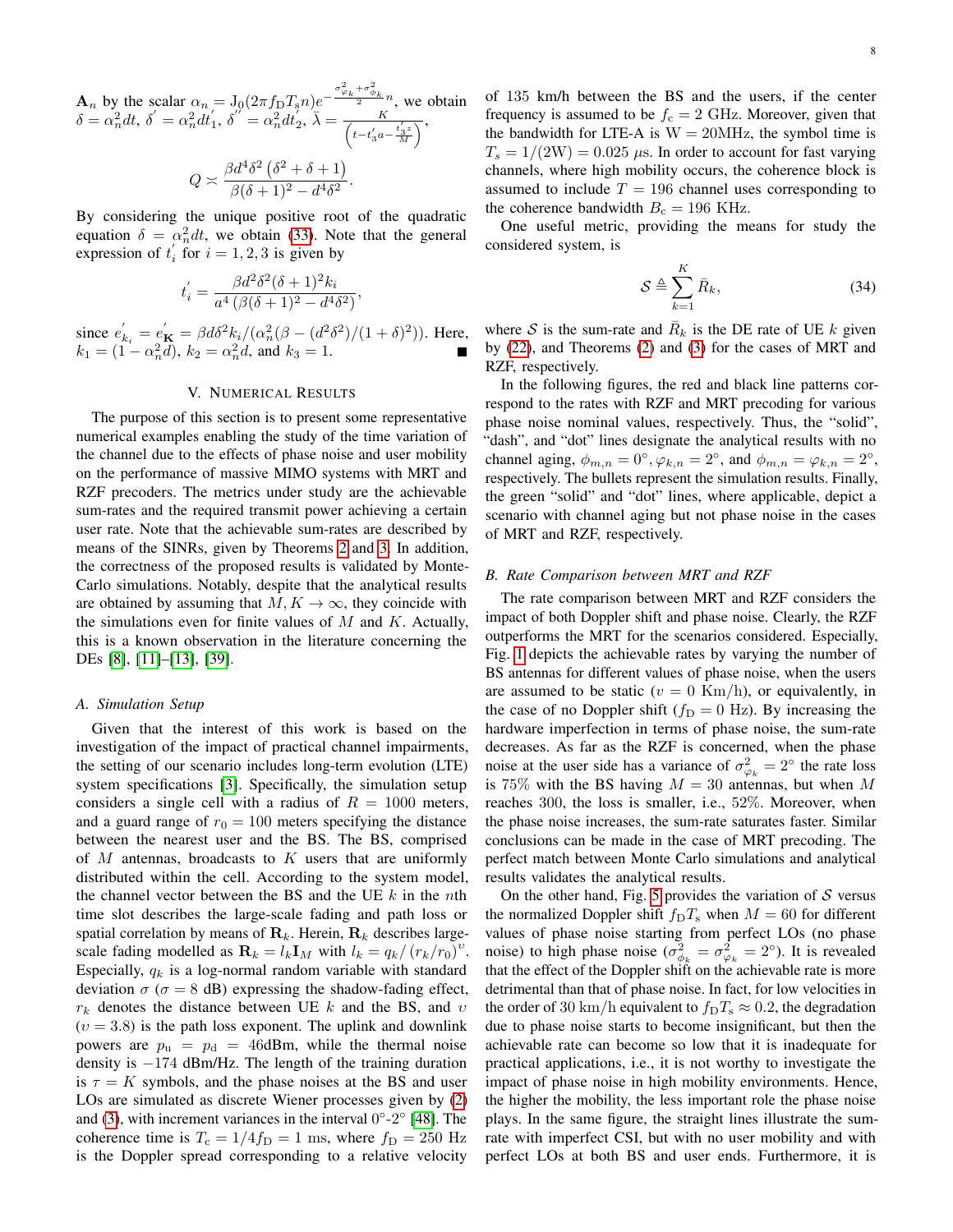$\mathbf{A}_n$ by the scalar $\alpha_n = \mathrm{J}_0(2\pi f_\mathrm{D} T_\mathrm{s} n) e^{-\frac{\sigma^2_{\varphi_k}+\sigma^2_{\phi_k}}{2}n}$, we obtain $\delta = \alpha_n^2 dt$, $\delta^{'} = \alpha_n^2 dt_1^{'}$, $\delta^{''} = \alpha_n^2 dt_2^{'}$, $\bar{\lambda} = \frac{K}{\left(t - t_3^{'} a - \frac{t_3^{'} z}{M}\right)}$,

$$Q \asymp \frac{\beta d^4 \delta^2 \left(\delta^2 + \delta + 1\right)}{\beta(\delta+1)^2 - d^4\delta^2}.$$

By considering the unique positive root of the quadratic equation $\delta = \alpha_n^2 dt$, we obtain (33). Note that the general expression of $t_i^{'}$ for $i = 1, 2, 3$ is given by

$$t_i^{'} = \frac{\beta d^2 \delta^2 (\delta+1)^2 k_i}{a^4 \left(\beta(\delta+1)^2 - d^4\delta^2\right)},$$

since $e_{k_i}^{'} = e_{\mathbf{K}}^{'} = \beta d \delta^2 k_i / (\alpha_n^2(\beta - (d^2\delta^2)/(1+\delta)^2))$. Here, $k_1 = (1 - \alpha_n^2 d)$, $k_2 = \alpha_n^2 d$, and $k_3 = 1$. ∎

## V. Numerical Results

The purpose of this section is to present some representative numerical examples enabling the study of the time variation of the channel due to the effects of phase noise and user mobility on the performance of massive MIMO systems with MRT and RZF precoders. The metrics under study are the achievable sum-rates and the required transmit power achieving a certain user rate. Note that the achievable sum-rates are described by means of the SINRs, given by Theorems 2 and 3. In addition, the correctness of the proposed results is validated by Monte-Carlo simulations. Notably, despite that the analytical results are obtained by assuming that $M, K \rightarrow \infty$, they coincide with the simulations even for finite values of $M$ and $K$. Actually, this is a known observation in the literature concerning the DEs [8], [11]–[13], [39].

### A. Simulation Setup

Given that the interest of this work is based on the investigation of the impact of practical channel impairments, the setting of our scenario includes long-term evolution (LTE) system specifications [3]. Specifically, the simulation setup considers a single cell with a radius of $R = 1000$ meters, and a guard range of $r_0 = 100$ meters specifying the distance between the nearest user and the BS. The BS, comprised of $M$ antennas, broadcasts to $K$ users that are uniformly distributed within the cell. According to the system model, the channel vector between the BS and the UE $k$ in the $n$th time slot describes the large-scale fading and path loss or spatial correlation by means of $\mathbf{R}_k$. Herein, $\mathbf{R}_k$ describes large-scale fading modelled as $\mathbf{R}_k = l_k \mathbf{I}_M$ with $l_k = q_k/\left(r_k/r_0\right)^{\upsilon}$. Especially, $q_k$ is a log-normal random variable with standard deviation $\sigma$ ($\sigma = 8$ dB) expressing the shadow-fading effect, $r_k$ denotes the distance between UE $k$ and the BS, and $\upsilon$ ($\upsilon = 3.8$) is the path loss exponent. The uplink and downlink powers are $p_\mathrm{u} = p_\mathrm{d} = 46$dBm, while the thermal noise density is $-174$ dBm/Hz. The length of the training duration is $\tau = K$ symbols, and the phase noises at the BS and user LOs are simulated as discrete Wiener processes given by (2) and (3), with increment variances in the interval $0°$-$2°$ [48]. The coherence time is $T_\mathrm{c} = 1/4f_\mathrm{D} = 1$ ms, where $f_\mathrm{D} = 250$ Hz is the Doppler spread corresponding to a relative velocity of 135 km/h between the BS and the users, if the center frequency is assumed to be $f_\mathrm{c} = 2$ GHz. Moreover, given that the bandwidth for LTE-A is $\mathrm{W} = 20$MHz, the symbol time is $T_\mathrm{s} = 1/(2\mathrm{W}) = 0.025\ \mu$s. In order to account for fast varying channels, where high mobility occurs, the coherence block is assumed to include $T = 196$ channel uses corresponding to the coherence bandwidth $B_\mathrm{c} = 196$ KHz.

One useful metric, providing the means for study the considered system, is

$$\mathcal{S} \triangleq \sum_{k=1}^{K} \bar{R}_k, \tag{34}$$

where $\mathcal{S}$ is the sum-rate and $\bar{R}_k$ is the DE rate of UE $k$ given by (22), and Theorems (2) and (3) for the cases of MRT and RZF, respectively.

In the following figures, the red and black line patterns correspond to the rates with RZF and MRT precoding for various phase noise nominal values, respectively. Thus, the "solid", "dash", and "dot" lines designate the analytical results with no channel aging, $\phi_{m,n} = 0°, \varphi_{k,n} = 2°$, and $\phi_{m,n} = \varphi_{k,n} = 2°$, respectively. The bullets represent the simulation results. Finally, the green "solid" and "dot" lines, where applicable, depict a scenario with channel aging but not phase noise in the cases of MRT and RZF, respectively.

### B. Rate Comparison between MRT and RZF

The rate comparison between MRT and RZF considers the impact of both Doppler shift and phase noise. Clearly, the RZF outperforms the MRT for the scenarios considered. Especially, Fig. 1 depicts the achievable rates by varying the number of BS antennas for different values of phase noise, when the users are assumed to be static ($v = 0$ Km/h), or equivalently, in the case of no Doppler shift ($f_\mathrm{D} = 0$ Hz). By increasing the hardware imperfection in terms of phase noise, the sum-rate decreases. As far as the RZF is concerned, when the phase noise at the user side has a variance of $\sigma^2_{\varphi_k} = 2°$ the rate loss is $75\%$ with the BS having $M = 30$ antennas, but when $M$ reaches 300, the loss is smaller, i.e., $52\%$. Moreover, when the phase noise increases, the sum-rate saturates faster. Similar conclusions can be made in the case of MRT precoding. The perfect match between Monte Carlo simulations and analytical results validates the analytical results.

On the other hand, Fig. 5 provides the variation of $\mathcal{S}$ versus the normalized Doppler shift $f_\mathrm{D} T_\mathrm{s}$ when $M = 60$ for different values of phase noise starting from perfect LOs (no phase noise) to high phase noise ($\sigma^2_{\phi_k} = \sigma^2_{\varphi_k} = 2°$). It is revealed that the effect of the Doppler shift on the achievable rate is more detrimental than that of phase noise. In fact, for low velocities in the order of 30 km/h equivalent to $f_\mathrm{D} T_\mathrm{s} \approx 0.2$, the degradation due to phase noise starts to become insignificant, but then the achievable rate can become so low that it is inadequate for practical applications, i.e., it is not worthy to investigate the impact of phase noise in high mobility environments. Hence, the higher the mobility, the less important role the phase noise plays. In the same figure, the straight lines illustrate the sum-rate with imperfect CSI, but with no user mobility and with perfect LOs at both BS and user ends. Furthermore, it is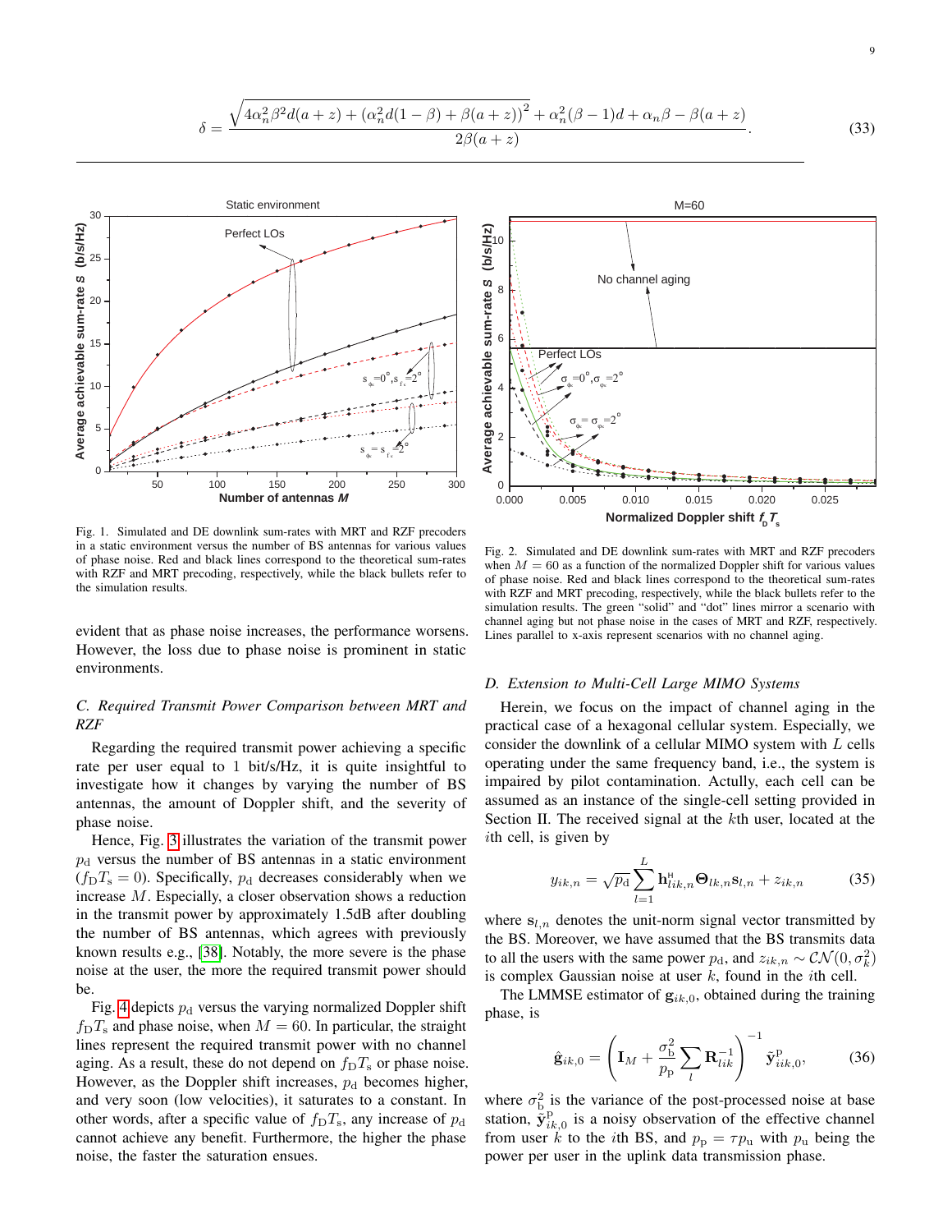$$\delta = \frac{\sqrt{4\alpha_n^2\beta^2 d(a+z) + \left(\alpha_n^2 d(1-\beta) + \beta(a+z)\right)^2} + \alpha_n^2(\beta-1)d + \alpha_n\beta - \beta(a+z)}{2\beta(a+z)}. \tag{33}$$

Fig. 1. Simulated and DE downlink sum-rates with MRT and RZF precoders in a static environment versus the number of BS antennas for various values of phase noise. Red and black lines correspond to the theoretical sum-rates with RZF and MRT precoding, respectively, while the black bullets refer to the simulation results.

Fig. 2. Simulated and DE downlink sum-rates with MRT and RZF precoders when $M = 60$ as a function of the normalized Doppler shift for various values of phase noise. Red and black lines correspond to the theoretical sum-rates with RZF and MRT precoding, respectively, while the black bullets refer to the simulation results. The green "solid" and "dot" lines mirror a scenario with channel aging but not phase noise in the cases of MRT and RZF, respectively. Lines parallel to x-axis represent scenarios with no channel aging.

evident that as phase noise increases, the performance worsens. However, the loss due to phase noise is prominent in static environments.

### C. Required Transmit Power Comparison between MRT and RZF

Regarding the required transmit power achieving a specific rate per user equal to 1 bit/s/Hz, it is quite insightful to investigate how it changes by varying the number of BS antennas, the amount of Doppler shift, and the severity of phase noise.

Hence, Fig. 3 illustrates the variation of the transmit power $p_{\mathrm{d}}$ versus the number of BS antennas in a static environment ($f_{\mathrm{D}}T_{\mathrm{s}} = 0$). Specifically, $p_{\mathrm{d}}$ decreases considerably when we increase $M$. Especially, a closer observation shows a reduction in the transmit power by approximately 1.5dB after doubling the number of BS antennas, which agrees with previously known results e.g., [38]. Notably, the more severe is the phase noise at the user, the more the required transmit power should be.

Fig. 4 depicts $p_{\mathrm{d}}$ versus the varying normalized Doppler shift $f_{\mathrm{D}}T_{\mathrm{s}}$ and phase noise, when $M = 60$. In particular, the straight lines represent the required transmit power with no channel aging. As a result, these do not depend on $f_{\mathrm{D}}T_{\mathrm{s}}$ or phase noise. However, as the Doppler shift increases, $p_{\mathrm{d}}$ becomes higher, and very soon (low velocities), it saturates to a constant. In other words, after a specific value of $f_{\mathrm{D}}T_{\mathrm{s}}$, any increase of $p_{\mathrm{d}}$ cannot achieve any benefit. Furthermore, the higher the phase noise, the faster the saturation ensues.

### D. Extension to Multi-Cell Large MIMO Systems

Herein, we focus on the impact of channel aging in the practical case of a hexagonal cellular system. Especially, we consider the downlink of a cellular MIMO system with $L$ cells operating under the same frequency band, i.e., the system is impaired by pilot contamination. Actully, each cell can be assumed as an instance of the single-cell setting provided in Section II. The received signal at the $k$th user, located at the $i$th cell, is given by

$$y_{ik,n} = \sqrt{p_{\mathrm{d}}} \sum_{l=1}^{L} \mathbf{h}_{lik,n}^{\mathrm{H}} \mathbf{\Theta}_{lk,n} \mathbf{s}_{l,n} + z_{ik,n} \tag{35}$$

where $\mathbf{s}_{l,n}$ denotes the unit-norm signal vector transmitted by the BS. Moreover, we have assumed that the BS transmits data to all the users with the same power $p_{\mathrm{d}}$, and $z_{ik,n} \sim \mathcal{CN}(0, \sigma_k^2)$ is complex Gaussian noise at user $k$, found in the $i$th cell.

The LMMSE estimator of $\mathbf{g}_{ik,0}$, obtained during the training phase, is

$$\hat{\mathbf{g}}_{ik,0} = \left(\mathbf{I}_M + \frac{\sigma_{\mathrm{b}}^2}{p_{\mathrm{p}}} \sum_{l} \mathbf{R}_{lik}^{-1}\right)^{-1} \tilde{\mathbf{y}}_{iik,0}^{\mathrm{P}}, \tag{36}$$

where $\sigma_{\mathrm{b}}^2$ is the variance of the post-processed noise at base station, $\tilde{\mathbf{y}}_{ik,0}^{\mathrm{P}}$ is a noisy observation of the effective channel from user $k$ to the $i$th BS, and $p_{\mathrm{p}} = \tau p_{\mathrm{u}}$ with $p_{\mathrm{u}}$ being the power per user in the uplink data transmission phase.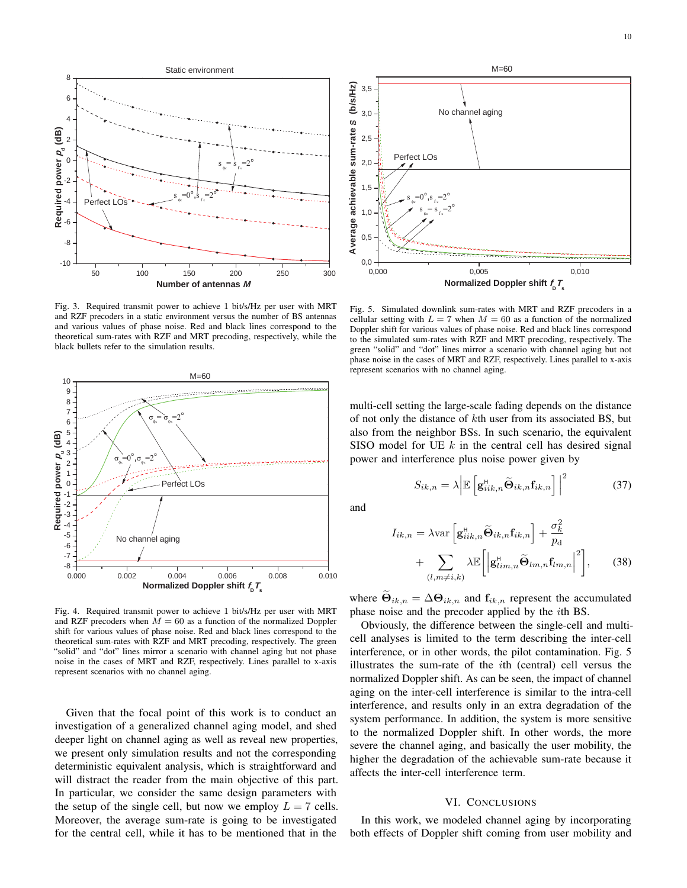Fig. 3. Required transmit power to achieve 1 bit/s/Hz per user with MRT and RZF precoders in a static environment versus the number of BS antennas and various values of phase noise. Red and black lines correspond to the theoretical sum-rates with RZF and MRT precoding, respectively, while the black bullets refer to the simulation results.

Fig. 4. Required transmit power to achieve 1 bit/s/Hz per user with MRT and RZF precoders when $M = 60$ as a function of the normalized Doppler shift for various values of phase noise. Red and black lines correspond to the theoretical sum-rates with RZF and MRT precoding, respectively. The green "solid" and "dot" lines mirror a scenario with channel aging but not phase noise in the cases of MRT and RZF, respectively. Lines parallel to x-axis represent scenarios with no channel aging.

Given that the focal point of this work is to conduct an investigation of a generalized channel aging model, and shed deeper light on channel aging as well as reveal new properties, we present only simulation results and not the corresponding deterministic equivalent analysis, which is straightforward and will distract the reader from the main objective of this part. In particular, we consider the same design parameters with the setup of the single cell, but now we employ $L = 7$ cells. Moreover, the average sum-rate is going to be investigated for the central cell, while it has to be mentioned that in the multi-cell setting the large-scale fading depends on the distance of not only the distance of $k$th user from its associated BS, but also from the neighbor BSs. In such scenario, the equivalent SISO model for UE $k$ in the central cell has desired signal power and interference plus noise power given by

$$S_{ik,n} = \lambda \left| \mathbb{E} \left[ \mathbf{g}_{iik,n}^{\mathsf{H}} \widetilde{\boldsymbol{\Theta}}_{ik,n} \mathbf{f}_{ik,n} \right] \right|^2 \tag{37}$$

and

$$I_{ik,n} = \lambda \mathrm{var} \left[ \mathbf{g}_{iik,n}^{\mathsf{H}} \widetilde{\boldsymbol{\Theta}}_{ik,n} \mathbf{f}_{ik,n} \right] + \frac{\sigma_k^2}{p_{\mathrm{d}}} + \sum_{(l,m \neq i,k)} \lambda \mathbb{E} \left[ \left| \mathbf{g}_{lim,n}^{\mathsf{H}} \widetilde{\boldsymbol{\Theta}}_{lm,n} \mathbf{f}_{lm,n} \right|^2 \right], \tag{38}$$

where $\widetilde{\boldsymbol{\Theta}}_{ik,n} = \Delta \boldsymbol{\Theta}_{ik,n}$ and $\mathbf{f}_{ik,n}$ represent the accumulated phase noise and the precoder applied by the $i$th BS.

Obviously, the difference between the single-cell and multi-cell analyses is limited to the term describing the inter-cell interference, or in other words, the pilot contamination. Fig. 5 illustrates the sum-rate of the $i$th (central) cell versus the normalized Doppler shift. As can be seen, the impact of channel aging on the inter-cell interference is similar to the intra-cell interference, and results only in an extra degradation of the system performance. In addition, the system is more sensitive to the normalized Doppler shift. In other words, the more severe the channel aging, and basically the user mobility, the higher the degradation of the achievable sum-rate because it affects the inter-cell interference term.

Fig. 5. Simulated downlink sum-rates with MRT and RZF precoders in a cellular setting with $L = 7$ when $M = 60$ as a function of the normalized Doppler shift for various values of phase noise. Red and black lines correspond to the simulated sum-rates with RZF and MRT precoding, respectively. The green "solid" and "dot" lines mirror a scenario with channel aging but not phase noise in the cases of MRT and RZF, respectively. Lines parallel to x-axis represent scenarios with no channel aging.

## VI. Conclusions

In this work, we modeled channel aging by incorporating both effects of Doppler shift coming from user mobility and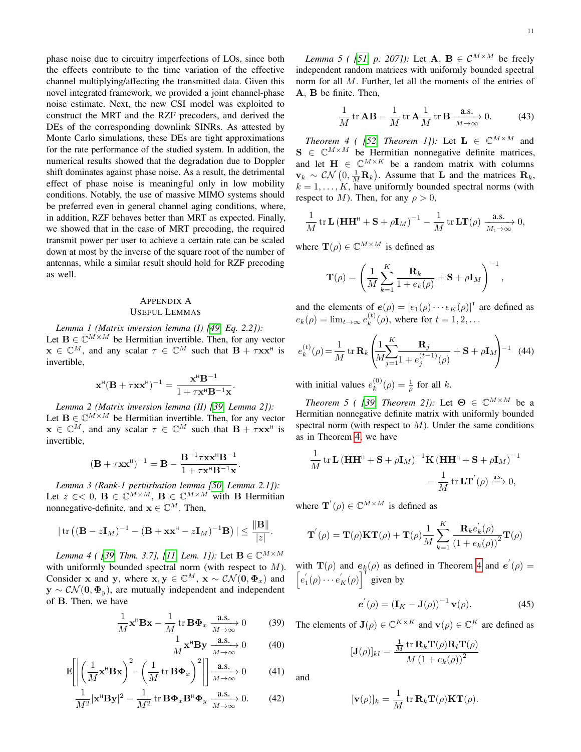phase noise due to circuitry imperfections of LOs, since both the effects contribute to the time variation of the effective channel multiplying/affecting the transmitted data. Given this novel integrated framework, we provided a joint channel-phase noise estimate. Next, the new CSI model was exploited to construct the MRT and the RZF precoders, and derived the DEs of the corresponding downlink SINRs. As attested by Monte Carlo simulations, these DEs are tight approximations for the rate performance of the studied system. In addition, the numerical results showed that the degradation due to Doppler shift dominates against phase noise. As a result, the detrimental effect of phase noise is meaningful only in low mobility conditions. Notably, the use of massive MIMO systems should be preferred even in general channel aging conditions, where, in addition, RZF behaves better than MRT as expected. Finally, we showed that in the case of MRT precoding, the required transmit power per user to achieve a certain rate can be scaled down at most by the inverse of the square root of the number of antennas, while a similar result should hold for RZF precoding as well.

## Appendix A
## Useful Lemmas

*Lemma 1 (Matrix inversion lemma (I) [49, Eq. 2.2]):* Let $\mathbf{B} \in \mathbb{C}^{M\times M}$ be Hermitian invertible. Then, for any vector $\mathbf{x} \in \mathbb{C}^M$, and any scalar $\tau \in \mathbb{C}^M$ such that $\mathbf{B} + \tau\mathbf{x}\mathbf{x}^{\mathsf{H}}$ is invertible,

$$\mathbf{x}^{\mathsf{H}}(\mathbf{B} + \tau\mathbf{x}\mathbf{x}^{\mathsf{H}})^{-1} = \frac{\mathbf{x}^{\mathsf{H}}\mathbf{B}^{-1}}{1 + \tau\mathbf{x}^{\mathsf{H}}\mathbf{B}^{-1}\mathbf{x}}.$$

*Lemma 2 (Matrix inversion lemma (II) [39, Lemma 2]):* Let $\mathbf{B} \in \mathbb{C}^{M\times M}$ be Hermitian invertible. Then, for any vector $\mathbf{x} \in \mathbb{C}^M$, and any scalar $\tau \in \mathbb{C}^M$ such that $\mathbf{B} + \tau\mathbf{x}\mathbf{x}^{\mathsf{H}}$ is invertible,

$$(\mathbf{B} + \tau\mathbf{x}\mathbf{x}^{\mathsf{H}})^{-1} = \mathbf{B} - \frac{\mathbf{B}^{-1}\tau\mathbf{x}\mathbf{x}^{\mathsf{H}}\mathbf{B}^{-1}}{1 + \tau\mathbf{x}^{\mathsf{H}}\mathbf{B}^{-1}\mathbf{x}}.$$

*Lemma 3 (Rank-1 perturbation lemma [50, Lemma 2.1]):* Let $z \in < 0$, $\mathbf{B} \in \mathbb{C}^{M\times M}$, $\mathbf{B} \in \mathbb{C}^{M\times M}$ with $\mathbf{B}$ Hermitian nonnegative-definite, and $\mathbf{x} \in \mathbb{C}^M$. Then,

$$|\operatorname{tr}\left((\mathbf{B} - z\mathbf{I}_M)^{-1} - (\mathbf{B} + \mathbf{x}\mathbf{x}^{\mathsf{H}} - z\mathbf{I}_M)^{-1}\mathbf{B}\right)| \leq \frac{\|\mathbf{B}\|}{|z|}.$$

*Lemma 4 ( [39, Thm. 3.7], [11, Lem. 1]):* Let $\mathbf{B} \in \mathbb{C}^{M\times M}$ with uniformly bounded spectral norm (with respect to $M$). Consider $\mathbf{x}$ and $\mathbf{y}$, where $\mathbf{x}, \mathbf{y} \in \mathbb{C}^M$, $\mathbf{x} \sim \mathcal{CN}(\mathbf{0}, \mathbf{\Phi}_x)$ and $\mathbf{y} \sim \mathcal{CN}(\mathbf{0}, \mathbf{\Phi}_y)$, are mutually independent and independent of $\mathbf{B}$. Then, we have

$$\frac{1}{M}\mathbf{x}^{\mathsf{H}}\mathbf{B}\mathbf{x} - \frac{1}{M}\operatorname{tr}\mathbf{B}\mathbf{\Phi}_x \xrightarrow[M\to\infty]{\text{a.s.}} 0 \quad (39)$$

$$\frac{1}{M}\mathbf{x}^{\mathsf{H}}\mathbf{B}\mathbf{y} \xrightarrow[M\to\infty]{\text{a.s.}} 0 \quad (40)$$

$$\mathbb{E}\left[\left|\left(\frac{1}{M}\mathbf{x}^{\mathsf{H}}\mathbf{B}\mathbf{x}\right)^2 - \left(\frac{1}{M}\operatorname{tr}\mathbf{B}\mathbf{\Phi}_x\right)^2\right|\right] \xrightarrow[M\to\infty]{\text{a.s.}} 0 \quad (41)$$

$$\frac{1}{M^2}|\mathbf{x}^{\mathsf{H}}\mathbf{B}\mathbf{y}|^2 - \frac{1}{M^2}\operatorname{tr}\mathbf{B}\mathbf{\Phi}_x\mathbf{B}^{\mathsf{H}}\mathbf{\Phi}_y \xrightarrow[M\to\infty]{\text{a.s.}} 0. \quad (42)$$

*Lemma 5 ( [51, p. 207]):* Let $\mathbf{A}$, $\mathbf{B} \in \mathcal{C}^{M\times M}$ be freely independent random matrices with uniformly bounded spectral norm for all $M$. Further, let all the moments of the entries of $\mathbf{A}$, $\mathbf{B}$ be finite. Then,

$$\frac{1}{M}\operatorname{tr}\mathbf{A}\mathbf{B} - \frac{1}{M}\operatorname{tr}\mathbf{A}\frac{1}{M}\operatorname{tr}\mathbf{B} \xrightarrow[M\to\infty]{\text{a.s.}} 0. \quad (43)$$

*Theorem 4 ( [52, Theorem 1]):* Let $\mathbf{L} \in \mathbb{C}^{M\times M}$ and $\mathbf{S} \in \mathbb{C}^{M\times M}$ be Hermitian nonnegative definite matrices, and let $\mathbf{H} \in \mathbb{C}^{M\times K}$ be a random matrix with columns $\mathbf{v}_k \sim \mathcal{CN}\left(0, \frac{1}{M}\mathbf{R}_k\right)$. Assume that $\mathbf{L}$ and the matrices $\mathbf{R}_k$, $k = 1, \ldots, K$, have uniformly bounded spectral norms (with respect to $M$). Then, for any $\rho > 0$,

$$\frac{1}{M}\operatorname{tr}\mathbf{L}\left(\mathbf{H}\mathbf{H}^{\mathsf{H}} + \mathbf{S} + \rho\mathbf{I}_M\right)^{-1} - \frac{1}{M}\operatorname{tr}\mathbf{L}\mathbf{T}(\rho) \xrightarrow[M_{\mathrm{t}}\to\infty]{\text{a.s.}} 0,$$

where $\mathbf{T}(\rho) \in \mathbb{C}^{M\times M}$ is defined as

$$\mathbf{T}(\rho) = \left(\frac{1}{M}\sum_{k=1}^{K}\frac{\mathbf{R}_k}{1 + e_k(\rho)} + \mathbf{S} + \rho\mathbf{I}_M\right)^{-1},$$

and the elements of $\boldsymbol{e}(\rho) = [e_1(\rho)\cdots e_K(\rho)]^{\mathsf{T}}$ are defined as $e_k(\rho) = \lim_{t\to\infty} e_k^{(t)}(\rho)$, where for $t = 1, 2, \ldots$

$$e_k^{(t)}(\rho) = \frac{1}{M}\operatorname{tr}\mathbf{R}_k\left(\frac{1}{M}\sum_{j=1}^{K}\frac{\mathbf{R}_j}{1 + e_j^{(t-1)}(\rho)} + \mathbf{S} + \rho\mathbf{I}_M\right)^{-1} \quad (44)$$

with initial values $e_k^{(0)}(\rho) = \frac{1}{\rho}$ for all $k$.

*Theorem 5 ( [39, Theorem 2]):* Let $\mathbf{\Theta} \in \mathbb{C}^{M\times M}$ be a Hermitian nonnegative definite matrix with uniformly bounded spectral norm (with respect to $M$). Under the same conditions as in Theorem 4, we have

$$\frac{1}{M}\operatorname{tr}\mathbf{L}\left(\mathbf{H}\mathbf{H}^{\mathsf{H}} + \mathbf{S} + \rho\mathbf{I}_M\right)^{-1}\mathbf{K}\left(\mathbf{H}\mathbf{H}^{\mathsf{H}} + \mathbf{S} + \rho\mathbf{I}_M\right)^{-1} - \frac{1}{M}\operatorname{tr}\mathbf{L}\mathbf{T}^{'}(\rho) \xrightarrow{\text{a.s.}} 0,$$

where $\mathbf{T}^{'}(\rho) \in \mathbb{C}^{M\times M}$ is defined as

$$\mathbf{T}^{'}(\rho) = \mathbf{T}(\rho)\mathbf{K}\mathbf{T}(\rho) + \mathbf{T}(\rho)\frac{1}{M}\sum_{k=1}^{K}\frac{\mathbf{R}_k e_k^{'}(\rho)}{\left(1 + e_k(\rho)\right)^2}\mathbf{T}(\rho)$$

with $\mathbf{T}(\rho)$ and $\boldsymbol{e}_k(\rho)$ as defined in Theorem 4 and $\boldsymbol{e}^{'}(\rho) = \left[e_1^{'}(\rho)\cdots e_K^{'}(\rho)\right]^{\mathsf{T}}$ given by

$$\boldsymbol{e}^{'}(\rho) = \left(\mathbf{I}_K - \mathbf{J}(\rho)\right)^{-1}\mathbf{v}(\rho). \quad (45)$$

The elements of $\mathbf{J}(\rho) \in \mathbb{C}^{K\times K}$ and $\mathbf{v}(\rho) \in \mathbb{C}^K$ are defined as

$$[\mathbf{J}(\rho)]_{kl} = \frac{\frac{1}{M}\operatorname{tr}\mathbf{R}_k\mathbf{T}(\rho)\mathbf{R}_l\mathbf{T}(\rho)}{M\left(1 + e_k(\rho)\right)^2}$$

and

$$[\mathbf{v}(\rho)]_k = \frac{1}{M}\operatorname{tr}\mathbf{R}_k\mathbf{T}(\rho)\mathbf{K}\mathbf{T}(\rho).$$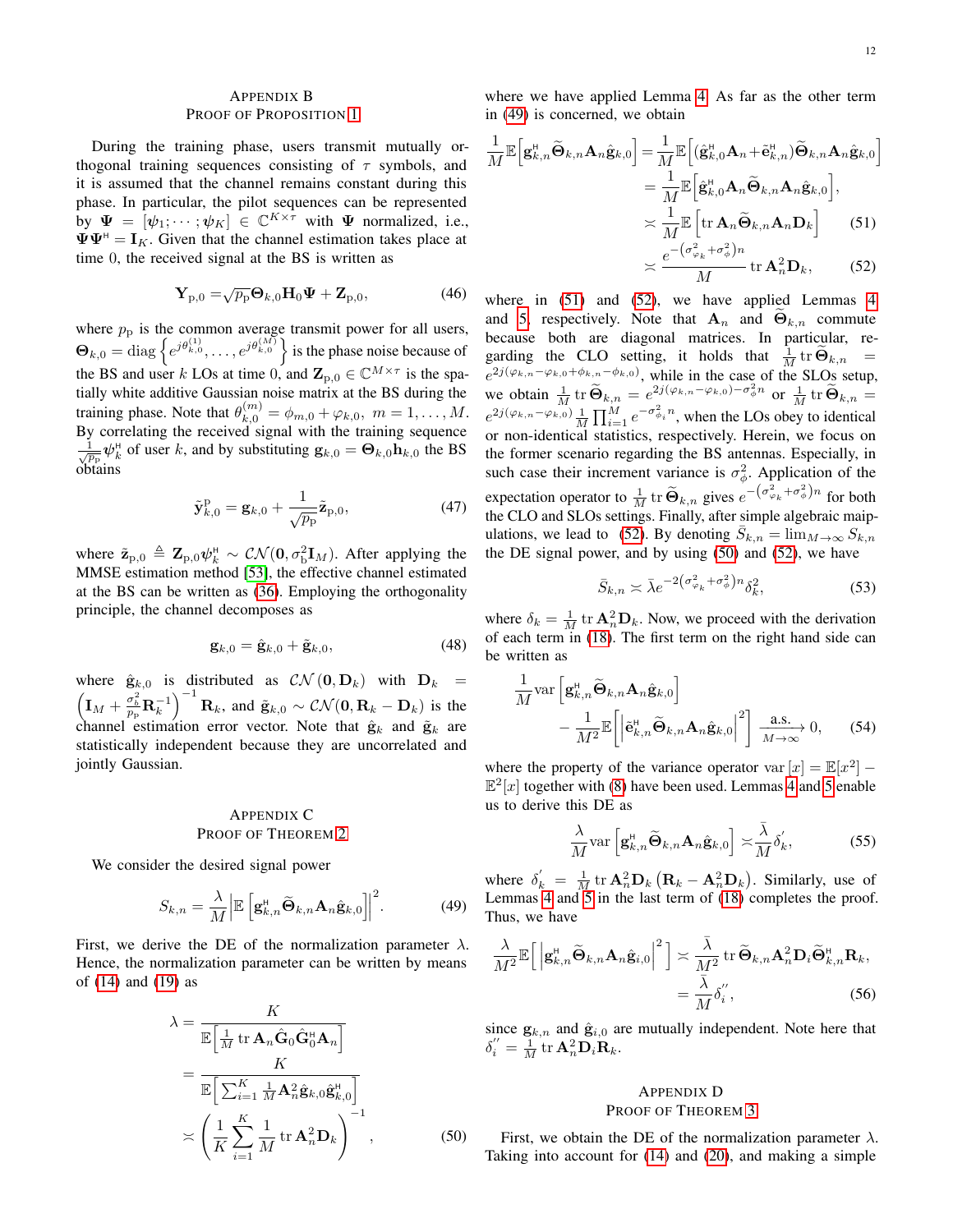## Appendix B
## Proof of Proposition 1

During the training phase, users transmit mutually orthogonal training sequences consisting of $\tau$ symbols, and it is assumed that the channel remains constant during this phase. In particular, the pilot sequences can be represented by $\boldsymbol{\Psi} = [\boldsymbol{\psi}_1; \cdots; \boldsymbol{\psi}_K] \in \mathbb{C}^{K\times\tau}$ with $\boldsymbol{\Psi}$ normalized, i.e., $\boldsymbol{\Psi}\boldsymbol{\Psi}^{\mathsf{H}} = \mathbf{I}_K$. Given that the channel estimation takes place at time 0, the received signal at the BS is written as

$$\mathbf{Y}_{\mathrm{p},0} = \sqrt{p_{\mathrm{p}}}\boldsymbol{\Theta}_{k,0}\mathbf{H}_0\boldsymbol{\Psi} + \mathbf{Z}_{\mathrm{p},0}, \tag{46}$$

where $p_{\mathrm{p}}$ is the common average transmit power for all users, $\boldsymbol{\Theta}_{k,0} = \mathrm{diag}\left\{e^{j\theta_{k,0}^{(1)}}, \ldots, e^{j\theta_{k,0}^{(M)}}\right\}$ is the phase noise because of the BS and user $k$ LOs at time 0, and $\mathbf{Z}_{\mathrm{p},0} \in \mathbb{C}^{M\times\tau}$ is the spatially white additive Gaussian noise matrix at the BS during the training phase. Note that $\theta_{k,0}^{(m)} = \phi_{m,0} + \varphi_{k,0},\ m = 1,\ldots,M$. By correlating the received signal with the training sequence $\frac{1}{\sqrt{p_{\mathrm{p}}}}\boldsymbol{\psi}_k^{\mathsf{H}}$ of user $k$, and by substituting $\mathbf{g}_{k,0} = \boldsymbol{\Theta}_{k,0}\mathbf{h}_{k,0}$ the BS obtains

$$\tilde{\mathbf{y}}_{k,0}^{\mathrm{p}} = \mathbf{g}_{k,0} + \frac{1}{\sqrt{p_{\mathrm{p}}}}\tilde{\mathbf{z}}_{\mathrm{p},0}, \tag{47}$$

where $\tilde{\mathbf{z}}_{\mathrm{p},0} \triangleq \mathbf{Z}_{\mathrm{p},0}\boldsymbol{\psi}_k^{\mathsf{H}} \sim \mathcal{CN}(\mathbf{0}, \sigma_{\mathrm{b}}^2\mathbf{I}_M)$. After applying the MMSE estimation method [53], the effective channel estimated at the BS can be written as (36). Employing the orthogonality principle, the channel decomposes as

$$\mathbf{g}_{k,0} = \hat{\mathbf{g}}_{k,0} + \tilde{\mathbf{g}}_{k,0}, \tag{48}$$

where $\hat{\mathbf{g}}_{k,0}$ is distributed as $\mathcal{CN}(\mathbf{0}, \mathbf{D}_k)$ with $\mathbf{D}_k = \left(\mathbf{I}_M + \frac{\sigma_{\mathrm{b}}^2}{p_{\mathrm{p}}}\mathbf{R}_k^{-1}\right)^{-1}\mathbf{R}_k$, and $\tilde{\mathbf{g}}_{k,0} \sim \mathcal{CN}(\mathbf{0}, \mathbf{R}_k - \mathbf{D}_k)$ is the channel estimation error vector. Note that $\hat{\mathbf{g}}_k$ and $\tilde{\mathbf{g}}_k$ are statistically independent because they are uncorrelated and jointly Gaussian.

## Appendix C
## Proof of Theorem 2

We consider the desired signal power

$$S_{k,n} = \frac{\lambda}{M}\left|\mathbb{E}\left[\mathbf{g}_{k,n}^{\mathsf{H}}\widetilde{\boldsymbol{\Theta}}_{k,n}\mathbf{A}_n\hat{\mathbf{g}}_{k,0}\right]\right|^2. \tag{49}$$

First, we derive the DE of the normalization parameter $\lambda$. Hence, the normalization parameter can be written by means of (14) and (19) as

$$\begin{aligned}\lambda &= \frac{K}{\mathbb{E}\left[\frac{1}{M}\mathrm{tr}\,\mathbf{A}_n\hat{\mathbf{G}}_0\hat{\mathbf{G}}_0^{\mathsf{H}}\mathbf{A}_n\right]}\\ &= \frac{K}{\mathbb{E}\left[\sum_{i=1}^K\frac{1}{M}\mathbf{A}_n^2\hat{\mathbf{g}}_{k,0}\hat{\mathbf{g}}_{k,0}^{\mathsf{H}}\right]}\\ &\asymp \left(\frac{1}{K}\sum_{i=1}^K\frac{1}{M}\mathrm{tr}\,\mathbf{A}_n^2\mathbf{D}_k\right)^{-1},\end{aligned} \tag{50}$$

where we have applied Lemma 4. As far as the other term in (49) is concerned, we obtain

$$\begin{aligned}\frac{1}{M}\mathbb{E}\left[\mathbf{g}_{k,n}^{\mathsf{H}}\widetilde{\boldsymbol{\Theta}}_{k,n}\mathbf{A}_n\hat{\mathbf{g}}_{k,0}\right] &= \frac{1}{M}\mathbb{E}\left[(\hat{\mathbf{g}}_{k,0}^{\mathsf{H}}\mathbf{A}_n + \tilde{\mathbf{e}}_{k,n}^{\mathsf{H}})\widetilde{\boldsymbol{\Theta}}_{k,n}\mathbf{A}_n\hat{\mathbf{g}}_{k,0}\right]\\ &= \frac{1}{M}\mathbb{E}\left[\hat{\mathbf{g}}_{k,0}^{\mathsf{H}}\mathbf{A}_n\widetilde{\boldsymbol{\Theta}}_{k,n}\mathbf{A}_n\hat{\mathbf{g}}_{k,0}\right],\\ &\asymp \frac{1}{M}\mathbb{E}\left[\mathrm{tr}\,\mathbf{A}_n\widetilde{\boldsymbol{\Theta}}_{k,n}\mathbf{A}_n\mathbf{D}_k\right] \qquad (51)\\ &\asymp \frac{e^{-\left(\sigma_{\varphi_k}^2+\sigma_\phi^2\right)n}}{M}\mathrm{tr}\,\mathbf{A}_n^2\mathbf{D}_k, \qquad (52)\end{aligned}$$

where in (51) and (52), we have applied Lemmas 4 and 5, respectively. Note that $\mathbf{A}_n$ and $\widetilde{\boldsymbol{\Theta}}_{k,n}$ commute because both are diagonal matrices. In particular, regarding the CLO setting, it holds that $\frac{1}{M}\mathrm{tr}\,\widetilde{\boldsymbol{\Theta}}_{k,n} = e^{2j(\varphi_{k,n}-\varphi_{k,0}+\phi_{k,n}-\phi_{k,0})}$, while in the case of the SLOs setup, we obtain $\frac{1}{M}\mathrm{tr}\,\widetilde{\boldsymbol{\Theta}}_{k,n} = e^{2j(\varphi_{k,n}-\varphi_{k,0})-\sigma_\phi^2 n}$ or $\frac{1}{M}\mathrm{tr}\,\widetilde{\boldsymbol{\Theta}}_{k,n} = e^{2j(\varphi_{k,n}-\varphi_{k,0})}\frac{1}{M}\prod_{i=1}^M e^{-\sigma_{\phi_i}^2 n}$, when the LOs obey to identical or non-identical statistics, respectively. Herein, we focus on the former scenario regarding the BS antennas. Especially, in such case their increment variance is $\sigma_\phi^2$. Application of the expectation operator to $\frac{1}{M}\mathrm{tr}\,\widetilde{\boldsymbol{\Theta}}_{k,n}$ gives $e^{-\left(\sigma_{\varphi_k}^2+\sigma_\phi^2\right)n}$ for both the CLO and SLOs settings. Finally, after simple algebraic maipulations, we lead to (52). By denoting $\bar{S}_{k,n} = \lim_{M\to\infty} S_{k,n}$ the DE signal power, and by using (50) and (52), we have

$$\bar{S}_{k,n} \asymp \bar{\lambda}e^{-2\left(\sigma_{\varphi_k}^2+\sigma_\phi^2\right)n}\delta_k^2, \tag{53}$$

where $\delta_k = \frac{1}{M}\mathrm{tr}\,\mathbf{A}_n^2\mathbf{D}_k$. Now, we proceed with the derivation of each term in (18). The first term on the right hand side can be written as

$$\frac{1}{M}\mathrm{var}\left[\mathbf{g}_{k,n}^{\mathsf{H}}\widetilde{\boldsymbol{\Theta}}_{k,n}\mathbf{A}_n\hat{\mathbf{g}}_{k,0}\right] - \frac{1}{M^2}\mathbb{E}\left[\left|\tilde{\mathbf{e}}_{k,n}^{\mathsf{H}}\widetilde{\boldsymbol{\Theta}}_{k,n}\mathbf{A}_n\hat{\mathbf{g}}_{k,0}\right|^2\right] \xrightarrow[M\to\infty]{\text{a.s.}} 0, \tag{54}$$

where the property of the variance operator $\mathrm{var}[x] = \mathbb{E}[x^2] - \mathbb{E}^2[x]$ together with (8) have been used. Lemmas 4 and 5 enable us to derive this DE as

$$\frac{\lambda}{M}\mathrm{var}\left[\mathbf{g}_{k,n}^{\mathsf{H}}\widetilde{\boldsymbol{\Theta}}_{k,n}\mathbf{A}_n\hat{\mathbf{g}}_{k,0}\right] \asymp \frac{\bar{\lambda}}{M}\delta_k^{'}, \tag{55}$$

where $\delta_k^{'} = \frac{1}{M}\mathrm{tr}\,\mathbf{A}_n^2\mathbf{D}_k\left(\mathbf{R}_k - \mathbf{A}_n^2\mathbf{D}_k\right)$. Similarly, use of Lemmas 4 and 5 in the last term of (18) completes the proof. Thus, we have

$$\begin{aligned}\frac{\lambda}{M^2}\mathbb{E}\left[\left|\mathbf{g}_{k,n}^{\mathsf{H}}\widetilde{\boldsymbol{\Theta}}_{k,n}\mathbf{A}_n\hat{\mathbf{g}}_{i,0}\right|^2\right] &\asymp \frac{\bar{\lambda}}{M^2}\mathrm{tr}\,\widetilde{\boldsymbol{\Theta}}_{k,n}\mathbf{A}_n^2\mathbf{D}_i\widetilde{\boldsymbol{\Theta}}_{k,n}^{\mathsf{H}}\mathbf{R}_k,\\ &= \frac{\bar{\lambda}}{M}\delta_i^{''},\end{aligned} \tag{56}$$

since $\mathbf{g}_{k,n}$ and $\hat{\mathbf{g}}_{i,0}$ are mutually independent. Note here that $\delta_i^{''} = \frac{1}{M}\mathrm{tr}\,\mathbf{A}_n^2\mathbf{D}_i\mathbf{R}_k$.

## Appendix D
## Proof of Theorem 3

First, we obtain the DE of the normalization parameter $\lambda$. Taking into account for (14) and (20), and making a simple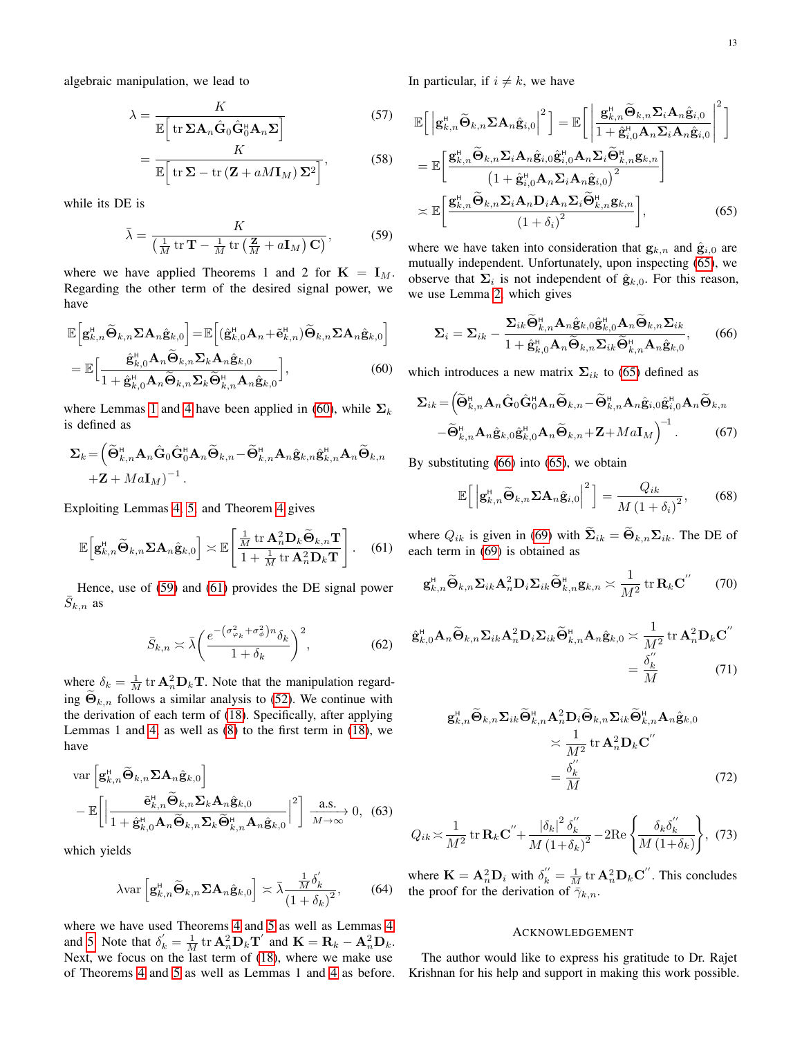algebraic manipulation, we lead to

$$\lambda = \frac{K}{\mathbb{E}\Big[\operatorname{tr}\boldsymbol{\Sigma}\mathbf{A}_n\hat{\mathbf{G}}_0\hat{\mathbf{G}}_0^{\mathsf{H}}\mathbf{A}_n\boldsymbol{\Sigma}\Big]} \tag{57}$$

$$= \frac{K}{\mathbb{E}\Big[\operatorname{tr}\boldsymbol{\Sigma} - \operatorname{tr}\left(\mathbf{Z}+aM\mathbf{I}_M\right)\boldsymbol{\Sigma}^2\Big]}, \tag{58}$$

while its DE is

$$\bar{\lambda} = \frac{K}{\left(\frac{1}{M}\operatorname{tr}\mathbf{T} - \frac{1}{M}\operatorname{tr}\left(\frac{\mathbf{Z}}{M}+a\mathbf{I}_M\right)\mathbf{C}\right)}, \tag{59}$$

where we have applied Theorems 1 and 2 for $\mathbf{K} = \mathbf{I}_M$. Regarding the other term of the desired signal power, we have

$$\mathbb{E}\Big[\mathbf{g}_{k,n}^{\mathsf{H}}\widetilde{\boldsymbol{\Theta}}_{k,n}\boldsymbol{\Sigma}\mathbf{A}_n\hat{\mathbf{g}}_{k,0}\Big] = \mathbb{E}\Big[(\hat{\mathbf{g}}_{k,0}^{\mathsf{H}}\mathbf{A}_n + \tilde{\mathbf{e}}_{k,n}^{\mathsf{H}})\widetilde{\boldsymbol{\Theta}}_{k,n}\boldsymbol{\Sigma}\mathbf{A}_n\hat{\mathbf{g}}_{k,0}\Big]$$
$$= \mathbb{E}\Bigg[\frac{\hat{\mathbf{g}}_{k,0}^{\mathsf{H}}\mathbf{A}_n\widetilde{\boldsymbol{\Theta}}_{k,n}\boldsymbol{\Sigma}_k\mathbf{A}_n\hat{\mathbf{g}}_{k,0}}{1+\hat{\mathbf{g}}_{k,0}^{\mathsf{H}}\mathbf{A}_n\widetilde{\boldsymbol{\Theta}}_{k,n}\boldsymbol{\Sigma}_k\widetilde{\boldsymbol{\Theta}}_{k,n}^{\mathsf{H}}\mathbf{A}_n\hat{\mathbf{g}}_{k,0}}\Bigg], \tag{60}$$

where Lemmas 1 and 4 have been applied in (60), while $\boldsymbol{\Sigma}_k$ is defined as

$$\boldsymbol{\Sigma}_k = \Big(\widetilde{\boldsymbol{\Theta}}_{k,n}^{\mathsf{H}}\mathbf{A}_n\hat{\mathbf{G}}_0\hat{\mathbf{G}}_0^{\mathsf{H}}\mathbf{A}_n\widetilde{\boldsymbol{\Theta}}_{k,n} - \widetilde{\boldsymbol{\Theta}}_{k,n}^{\mathsf{H}}\mathbf{A}_n\hat{\mathbf{g}}_{k,n}\hat{\mathbf{g}}_{k,n}^{\mathsf{H}}\mathbf{A}_n\widetilde{\boldsymbol{\Theta}}_{k,n} + \mathbf{Z} + Ma\mathbf{I}_M\Big)^{-1}.$$

Exploiting Lemmas 4, 5, and Theorem 4 gives

$$\mathbb{E}\Big[\mathbf{g}_{k,n}^{\mathsf{H}}\widetilde{\boldsymbol{\Theta}}_{k,n}\boldsymbol{\Sigma}\mathbf{A}_n\hat{\mathbf{g}}_{k,0}\Big] \asymp \mathbb{E}\left[\frac{\frac{1}{M}\operatorname{tr}\mathbf{A}_n^2\mathbf{D}_k\widetilde{\boldsymbol{\Theta}}_{k,n}\mathbf{T}}{1+\frac{1}{M}\operatorname{tr}\mathbf{A}_n^2\mathbf{D}_k\mathbf{T}}\right]. \tag{61}$$

Hence, use of (59) and (61) provides the DE signal power $\bar{S}_{k,n}$ as

$$\bar{S}_{k,n} \asymp \bar{\lambda}\left(\frac{e^{-\left(\sigma_{\varphi_k}^2+\sigma_{\phi}^2\right)n}\delta_k}{1+\delta_k}\right)^2, \tag{62}$$

where $\delta_k = \frac{1}{M}\operatorname{tr}\mathbf{A}_n^2\mathbf{D}_k\mathbf{T}$. Note that the manipulation regarding $\widetilde{\boldsymbol{\Theta}}_{k,n}$ follows a similar analysis to (52). We continue with the derivation of each term of (18). Specifically, after applying Lemmas 1 and 4, as well as (8) to the first term in (18), we have

$$\operatorname{var}\Big[\mathbf{g}_{k,n}^{\mathsf{H}}\widetilde{\boldsymbol{\Theta}}_{k,n}\boldsymbol{\Sigma}\mathbf{A}_n\hat{\mathbf{g}}_{k,0}\Big]$$
$$- \mathbb{E}\Bigg[\bigg|\frac{\tilde{\mathbf{e}}_{k,n}^{\mathsf{H}}\widetilde{\boldsymbol{\Theta}}_{k,n}\boldsymbol{\Sigma}_k\mathbf{A}_n\hat{\mathbf{g}}_{k,0}}{1+\hat{\mathbf{g}}_{k,0}^{\mathsf{H}}\mathbf{A}_n\widetilde{\boldsymbol{\Theta}}_{k,n}\boldsymbol{\Sigma}_k\widetilde{\boldsymbol{\Theta}}_{k,n}^{\mathsf{H}}\mathbf{A}_n\hat{\mathbf{g}}_{k,0}}\bigg|^2\Bigg] \xrightarrow[M\to\infty]{\text{a.s.}} 0, \tag{63}$$

which yields

$$\lambda\operatorname{var}\Big[\mathbf{g}_{k,n}^{\mathsf{H}}\widetilde{\boldsymbol{\Theta}}_{k,n}\boldsymbol{\Sigma}\mathbf{A}_n\hat{\mathbf{g}}_{k,0}\Big] \asymp \bar{\lambda}\frac{\frac{1}{M}\delta_k^{'}}{\left(1+\delta_k\right)^2}, \tag{64}$$

where we have used Theorems 4 and 5 as well as Lemmas 4 and 5. Note that $\delta_k^{'} = \frac{1}{M}\operatorname{tr}\mathbf{A}_n^2\mathbf{D}_k\mathbf{T}^{'}$ and $\mathbf{K} = \mathbf{R}_k - \mathbf{A}_n^2\mathbf{D}_k$. Next, we focus on the last term of (18), where we make use of Theorems 4 and 5 as well as Lemmas 1 and 4 as before. In particular, if $i \neq k$, we have

$$\mathbb{E}\Big[\Big|\mathbf{g}_{k,n}^{\mathsf{H}}\widetilde{\boldsymbol{\Theta}}_{k,n}\boldsymbol{\Sigma}\mathbf{A}_n\hat{\mathbf{g}}_{i,0}\Big|^2\Big] = \mathbb{E}\Bigg[\bigg|\frac{\mathbf{g}_{k,n}^{\mathsf{H}}\widetilde{\boldsymbol{\Theta}}_{k,n}\boldsymbol{\Sigma}_i\mathbf{A}_n\hat{\mathbf{g}}_{i,0}}{1+\hat{\mathbf{g}}_{i,0}^{\mathsf{H}}\mathbf{A}_n\boldsymbol{\Sigma}_i\mathbf{A}_n\hat{\mathbf{g}}_{i,0}}\bigg|^2\Bigg]$$
$$= \mathbb{E}\Bigg[\frac{\mathbf{g}_{k,n}^{\mathsf{H}}\widetilde{\boldsymbol{\Theta}}_{k,n}\boldsymbol{\Sigma}_i\mathbf{A}_n\hat{\mathbf{g}}_{i,0}\hat{\mathbf{g}}_{i,0}^{\mathsf{H}}\mathbf{A}_n\boldsymbol{\Sigma}_i\widetilde{\boldsymbol{\Theta}}_{k,n}^{\mathsf{H}}\mathbf{g}_{k,n}}{\left(1+\hat{\mathbf{g}}_{i,0}^{\mathsf{H}}\mathbf{A}_n\boldsymbol{\Sigma}_i\mathbf{A}_n\hat{\mathbf{g}}_{i,0}\right)^2}\Bigg]$$
$$\asymp \mathbb{E}\Bigg[\frac{\mathbf{g}_{k,n}^{\mathsf{H}}\widetilde{\boldsymbol{\Theta}}_{k,n}\boldsymbol{\Sigma}_i\mathbf{A}_n\mathbf{D}_i\mathbf{A}_n\boldsymbol{\Sigma}_i\widetilde{\boldsymbol{\Theta}}_{k,n}^{\mathsf{H}}\mathbf{g}_{k,n}}{\left(1+\delta_i\right)^2}\Bigg], \tag{65}$$

where we have taken into consideration that $\mathbf{g}_{k,n}$ and $\hat{\mathbf{g}}_{i,0}$ are mutually independent. Unfortunately, upon inspecting (65), we observe that $\boldsymbol{\Sigma}_i$ is not independent of $\hat{\mathbf{g}}_{k,0}$. For this reason, we use Lemma 2, which gives

$$\boldsymbol{\Sigma}_i = \boldsymbol{\Sigma}_{ik} - \frac{\boldsymbol{\Sigma}_{ik}\widetilde{\boldsymbol{\Theta}}_{k,n}^{\mathsf{H}}\mathbf{A}_n\hat{\mathbf{g}}_{k,0}\hat{\mathbf{g}}_{k,0}^{\mathsf{H}}\mathbf{A}_n\widetilde{\boldsymbol{\Theta}}_{k,n}\boldsymbol{\Sigma}_{ik}}{1+\hat{\mathbf{g}}_{k,0}^{\mathsf{H}}\mathbf{A}_n\widetilde{\boldsymbol{\Theta}}_{k,n}\boldsymbol{\Sigma}_{ik}\widetilde{\boldsymbol{\Theta}}_{k,n}^{\mathsf{H}}\mathbf{A}_n\hat{\mathbf{g}}_{k,0}}, \tag{66}$$

which introduces a new matrix $\boldsymbol{\Sigma}_{ik}$ to (65) defined as

$$\boldsymbol{\Sigma}_{ik} = \Big(\widetilde{\boldsymbol{\Theta}}_{k,n}^{\mathsf{H}}\mathbf{A}_n\hat{\mathbf{G}}_0\hat{\mathbf{G}}_0^{\mathsf{H}}\mathbf{A}_n\widetilde{\boldsymbol{\Theta}}_{k,n} - \widetilde{\boldsymbol{\Theta}}_{k,n}^{\mathsf{H}}\mathbf{A}_n\hat{\mathbf{g}}_{i,0}\hat{\mathbf{g}}_{i,0}^{\mathsf{H}}\mathbf{A}_n\widetilde{\boldsymbol{\Theta}}_{k,n}$$
$$- \widetilde{\boldsymbol{\Theta}}_{k,n}^{\mathsf{H}}\mathbf{A}_n\hat{\mathbf{g}}_{k,0}\hat{\mathbf{g}}_{k,0}^{\mathsf{H}}\mathbf{A}_n\widetilde{\boldsymbol{\Theta}}_{k,n} + \mathbf{Z} + Ma\mathbf{I}_M\Big)^{-1}. \tag{67}$$

By substituting (66) into (65), we obtain

$$\mathbb{E}\Big[\Big|\mathbf{g}_{k,n}^{\mathsf{H}}\widetilde{\boldsymbol{\Theta}}_{k,n}\boldsymbol{\Sigma}\mathbf{A}_n\hat{\mathbf{g}}_{i,0}\Big|^2\Big] = \frac{Q_{ik}}{M\left(1+\delta_i\right)^2}, \tag{68}$$

where $Q_{ik}$ is given in (69) with $\widetilde{\boldsymbol{\Sigma}}_{ik} = \widetilde{\boldsymbol{\Theta}}_{k,n}\boldsymbol{\Sigma}_{ik}$. The DE of each term in (69) is obtained as

$$\mathbf{g}_{k,n}^{\mathsf{H}}\widetilde{\boldsymbol{\Theta}}_{k,n}\boldsymbol{\Sigma}_{ik}\mathbf{A}_n^2\mathbf{D}_i\boldsymbol{\Sigma}_{ik}\widetilde{\boldsymbol{\Theta}}_{k,n}^{\mathsf{H}}\mathbf{g}_{k,n} \asymp \frac{1}{M^2}\operatorname{tr}\mathbf{R}_k\mathbf{C}^{''} \tag{70}$$

$$\hat{\mathbf{g}}_{k,0}^{\mathsf{H}}\mathbf{A}_n\widetilde{\boldsymbol{\Theta}}_{k,n}\boldsymbol{\Sigma}_{ik}\mathbf{A}_n^2\mathbf{D}_i\boldsymbol{\Sigma}_{ik}\widetilde{\boldsymbol{\Theta}}_{k,n}^{\mathsf{H}}\mathbf{A}_n\hat{\mathbf{g}}_{k,0} \asymp \frac{1}{M^2}\operatorname{tr}\mathbf{A}_n^2\mathbf{D}_k\mathbf{C}^{''}$$
$$= \frac{\delta_k^{''}}{M} \tag{71}$$

$$\mathbf{g}_{k,n}^{\mathsf{H}}\widetilde{\boldsymbol{\Theta}}_{k,n}\boldsymbol{\Sigma}_{ik}\widetilde{\boldsymbol{\Theta}}_{k,n}^{\mathsf{H}}\mathbf{A}_n^2\mathbf{D}_i\widetilde{\boldsymbol{\Theta}}_{k,n}\boldsymbol{\Sigma}_{ik}\widetilde{\boldsymbol{\Theta}}_{k,n}^{\mathsf{H}}\mathbf{A}_n\hat{\mathbf{g}}_{k,0}$$
$$\asymp \frac{1}{M^2}\operatorname{tr}\mathbf{A}_n^2\mathbf{D}_k\mathbf{C}^{''}$$
$$= \frac{\delta_k^{''}}{M} \tag{72}$$

$$Q_{ik} \asymp \frac{1}{M^2}\operatorname{tr}\mathbf{R}_k\mathbf{C}^{''} + \frac{\left|\delta_k\right|^2\delta_k^{''}}{M\left(1+\delta_k\right)^2} - 2\operatorname{Re}\left\{\frac{\delta_k\delta_k^{''}}{M\left(1+\delta_k\right)}\right\}, \tag{73}$$

where $\mathbf{K} = \mathbf{A}_n^2\mathbf{D}_i$ with $\delta_k^{''} = \frac{1}{M}\operatorname{tr}\mathbf{A}_n^2\mathbf{D}_k\mathbf{C}^{''}$. This concludes the proof for the derivation of $\bar{\gamma}_{k,n}$.

## Acknowledgement

The author would like to express his gratitude to Dr. Rajet Krishnan for his help and support in making this work possible.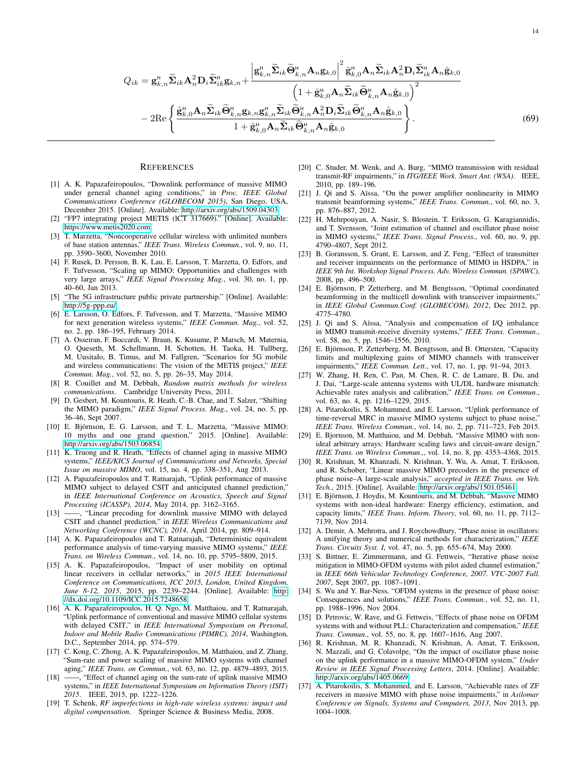$$
\begin{aligned}
Q_{ik} = \mathbf{g}_{k,n}^{\mathsf{H}} \widetilde{\mathbf{\Sigma}}_{ik} \mathbf{A}_n^2 \mathbf{D}_i \widetilde{\mathbf{\Sigma}}_{ik}^{\mathsf{H}} \mathbf{g}_{k,n} &+ \frac{\left| \mathbf{g}_{k,n}^{\mathsf{H}} \widetilde{\mathbf{\Sigma}}_{ik} \widetilde{\mathbf{\Theta}}_{k,n}^{\mathsf{H}} \mathbf{A}_n \mathbf{g}_{k,0} \right|^2 \hat{\mathbf{g}}_{k,0}^{\mathsf{H}} \mathbf{A}_n \widetilde{\mathbf{\Sigma}}_{ik} \mathbf{A}_n^2 \mathbf{D}_i \widetilde{\mathbf{\Sigma}}_{ik}^{\mathsf{H}} \mathbf{A}_n \hat{\mathbf{g}}_{k,0}}{\left( 1 + \hat{\mathbf{g}}_{k,0}^{\mathsf{H}} \mathbf{A}_n \widetilde{\mathbf{\Sigma}}_{ik} \widetilde{\mathbf{\Theta}}_{k,n}^{\mathsf{H}} \mathbf{A}_n \hat{\mathbf{g}}_{k,0} \right)^2} \\
&- 2\mathrm{Re} \left\{ \frac{\hat{\mathbf{g}}_{k,0}^{\mathsf{H}} \mathbf{A}_n \widetilde{\mathbf{\Sigma}}_{ik} \widetilde{\mathbf{\Theta}}_{k,n}^{\mathsf{H}} \mathbf{g}_{k,n} \mathbf{g}_{k,n}^{\mathsf{H}} \widetilde{\mathbf{\Sigma}}_{ik} \widetilde{\mathbf{\Theta}}_{k,n}^{\mathsf{H}} \mathbf{A}_n^2 \mathbf{D}_i \widetilde{\mathbf{\Sigma}}_{ik} \widetilde{\mathbf{\Theta}}_{k,n}^{\mathsf{H}} \mathbf{A}_n \hat{\mathbf{g}}_{k,0}}{1 + \hat{\mathbf{g}}_{k,0}^{\mathsf{H}} \mathbf{A}_n \widetilde{\mathbf{\Sigma}}_{ik} \widetilde{\mathbf{\Theta}}_{k,n}^{\mathsf{H}} \mathbf{A}_n \hat{\mathbf{g}}_{k,0}} \right\}. \qquad (69)
\end{aligned}
$$

## References

[1] A. K. Papazafeiropoulos, "Downlink performance of massive MIMO under general channel aging conditions," in *Proc. IEEE Global Communications Conference (GLOBECOM 2015)*, San Diego, USA, December 2015. [Online]. Available: http://arxiv.org/abs/1509.04303

[2] "FP7 integrating project METIS (ICT 317669)." [Online]. Available: https://www.metis2020.com

[3] T. Marzetta, "Noncooperative cellular wireless with unlimited numbers of base station antennas," *IEEE Trans. Wireless Commun.*, vol. 9, no. 11, pp. 3590–3600, November 2010.

[4] F. Rusek, D. Persson, B. K. Lau, E. Larsson, T. Marzetta, O. Edfors, and F. Tufvesson, "Scaling up MIMO: Opportunities and challenges with very large arrays," *IEEE Signal Processing Mag.*, vol. 30, no. 1, pp. 40–60, Jan 2013.

[5] "The 5G infrastructure public private partnership." [Online]. Available: http://5g-ppp.eu/

[6] E. Larsson, O. Edfors, F. Tufvesson, and T. Marzetta, "Massive MIMO for next generation wireless systems," *IEEE Commun. Mag.*, vol. 52, no. 2, pp. 186–195, February 2014.

[7] A. Osseiran, F. Boccardi, V. Braun, K. Kusume, P. Marsch, M. Maternia, O. Queseth, M. Schellmann, H. Schotten, H. Taoka, H. Tullberg, M. Uusitalo, B. Timus, and M. Fallgren, "Scenarios for 5G mobile and wireless communications: The vision of the METIS project," *IEEE Commun. Mag.*, vol. 52, no. 5, pp. 26–35, May 2014.

[8] R. Couillet and M. Debbah, *Random matrix methods for wireless communications*. Cambridge University Press, 2011.

[9] D. Gesbert, M. Kountouris, R. Heath, C.-B. Chae, and T. Salzer, "Shifting the MIMO paradigm," *IEEE Signal Process. Mag.*, vol. 24, no. 5, pp. 36–46, Sept 2007.

[10] E. Björnson, E. G. Larsson, and T. L. Marzetta, "Massive MIMO: 10 myths and one grand question," 2015. [Online]. Available: http://arxiv.org/abs/1503.06854

[11] K. Truong and R. Heath, "Effects of channel aging in massive MIMO systems," *IEEE/KICS Journal of Communications and Networks, Special Issue on massive MIMO*, vol. 15, no. 4, pp. 338–351, Aug 2013.

[12] A. Papazafeiropoulos and T. Ratnarajah, "Uplink performance of massive MIMO subject to delayed CSIT and anticipated channel prediction," in *IEEE International Conference on Acoustics, Speech and Signal Processing (ICASSP), 2014*, May 2014, pp. 3162–3165.

[13] ——, "Linear precoding for downlink massive MIMO with delayed CSIT and channel prediction," in *IEEE Wireless Communications and Networking Conference (WCNC), 2014*, April 2014, pp. 809–914.

[14] A. K. Papazafeiropoulos and T. Ratnarajah, "Deterministic equivalent performance analysis of time-varying massive MIMO systems," *IEEE Trans. on Wireless Commun.*, vol. 14, no. 10, pp. 5795–5809, 2015.

[15] A. K. Papazafeiropoulos, "Impact of user mobility on optimal linear receivers in cellular networks," in *2015 IEEE International Conference on Communications, ICC 2015, London, United Kingdom, June 8-12, 2015*, 2015, pp. 2239–2244. [Online]. Available: http://dx.doi.org/10.1109/ICC.2015.7248658

[16] A. K. Papazafeiropoulos, H. Q. Ngo, M. Matthaiou, and T. Ratnarajah, "Uplink performance of conventional and massive MIMO cellular systems with delayed CSIT," in *IEEE International Symposium on Personal, Indoor and Mobile Radio Communications (PIMRC), 2014*, Washington, D.C., September 2014, pp. 574–579.

[17] C. Kong, C. Zhong, A. K. Papazafeiropoulos, M. Matthaiou, and Z. Zhang, "Sum-rate and power scaling of massive MIMO systems with channel aging," *IEEE Trans. on Commun.*, vol. 63, no. 12, pp. 4879–4893, 2015.

[18] ——, "Effect of channel aging on the sum-rate of uplink massive MIMO systems," in *IEEE International Symposium on Information Theory (ISIT) 2015*. IEEE, 2015, pp. 1222–1226.

[19] T. Schenk, *RF imperfections in high-rate wireless systems: impact and digital compensation*. Springer Science & Business Media, 2008.

[20] C. Studer, M. Wenk, and A. Burg, "MIMO transmission with residual transmit-RF impairments," in *ITG/IEEE Work. Smart Ant. (WSA)*. IEEE, 2010, pp. 189–196.

[21] J. Qi and S. Aïssa, "On the power amplifier nonlinearity in MIMO transmit beamforming systems," *IEEE Trans. Commun.*, vol. 60, no. 3, pp. 876–887, 2012.

[22] H. Mehrpouyan, A. Nasir, S. Blostein, T. Eriksson, G. Karagiannidis, and T. Svensson, "Joint estimation of channel and oscillator phase noise in MIMO systems," *IEEE Trans. Signal Process.*, vol. 60, no. 9, pp. 4790–4807, Sept 2012.

[23] B. Goransson, S. Grant, E. Larsson, and Z. Feng, "Effect of transmitter and receiver impairments on the performance of MIMO in HSDPA," in *IEEE 9th Int. Workshop Signal Process. Adv. Wireless Commun. (SPAWC)*, 2008, pp. 496–500.

[24] E. Björnson, P. Zetterberg, and M. Bengtsson, "Optimal coordinated beamforming in the multicell downlink with transceiver impairments," in *IEEE Global Commun.Conf. (GLOBECOM), 2012*, Dec 2012, pp. 4775–4780.

[25] J. Qi and S. Aïssa, "Analysis and compensation of I/Q imbalance in MIMO transmit-receive diversity systems," *IEEE Trans. Commun.*, vol. 58, no. 5, pp. 1546–1556, 2010.

[26] E. Björnson, P. Zetterberg, M. Bengtsson, and B. Ottersten, "Capacity limits and multiplexing gains of MIMO channels with transceiver impairments," *IEEE Commun. Lett.*, vol. 17, no. 1, pp. 91–94, 2013.

[27] W. Zhang, H. Ren, C. Pan, M. Chen, R. C. de Lamare, B. Du, and J. Dai, "Large-scale antenna systems with UL/DL hardware mismatch: Achievable rates analysis and calibration," *IEEE Trans. on Commun.*, vol. 63, no. 4, pp. 1216–1229, 2015.

[28] A. Pitarokoilis, S. Mohammed, and E. Larsson, "Uplink performance of time-reversal MRC in massive MIMO systems subject to phase noise," *IEEE Trans. Wireless Commun.*, vol. 14, no. 2, pp. 711–723, Feb 2015.

[29] E. Bjornson, M. Matthaiou, and M. Debbah, "Massive MIMO with non-ideal arbitrary arrays: Hardware scaling laws and circuit-aware design," *IEEE Trans. on Wireless Commun.,*, vol. 14, no. 8, pp. 4353–4368, 2015.

[30] R. Krishnan, M. Khanzadi, N. Krishnan, Y. Wu, A. Amat, T. Eriksson, and R. Schober, "Linear massive MIMO precoders in the presence of phase noise–A large-scale analysis," *accepted in IEEE Trans. on Veh. Tech.*, 2015. [Online]. Available: http://arxiv.org/abs/1501.05461

[31] E. Björnson, J. Hoydis, M. Kountouris, and M. Debbah, "Massive MIMO systems with non-ideal hardware: Energy efficiency, estimation, and capacity limits," *IEEE Trans. Inform. Theory*, vol. 60, no. 11, pp. 7112–7139, Nov 2014.

[32] A. Demir, A. Mehrotra, and J. Roychowdhury, "Phase noise in oscillators: A unifying theory and numerical methods for characterization," *IEEE Trans. Circuits Syst. I*, vol. 47, no. 5, pp. 655–674, May 2000.

[33] S. Bittner, E. Zimmermann, and G. Fettweis, "Iterative phase noise mitigation in MIMO-OFDM systems with pilot aided channel estimation," in *IEEE 66th Vehicular Technology Conference, 2007. VTC-2007 Fall. 2007*, Sept 2007, pp. 1087–1091.

[34] S. Wu and Y. Bar-Ness, "OFDM systems in the presence of phase noise: Consequences and solutions," *IEEE Trans. Commun.*, vol. 52, no. 11, pp. 1988–1996, Nov 2004.

[35] D. Petrovic, W. Rave, and G. Fettweis, "Effects of phase noise on OFDM systems with and without PLL: Characterization and compensation," *IEEE Trans. Commun.*, vol. 55, no. 8, pp. 1607–1616, Aug 2007.

[36] R. Krishnan, M. R. Khanzadi, N. Krishnan, A. Amat, T. Eriksson, N. Mazzali, and G. Colavolpe, "On the impact of oscillator phase noise on the uplink performance in a massive MIMO-OFDM system," *Under Review in IEEE Signal Processing Letters*, 2014. [Online]. Available: http://arxiv.org/abs/1405.0669

[37] A. Pitarokoilis, S. Mohammed, and E. Larsson, "Achievable rates of ZF receivers in massive MIMO with phase noise impairments," in *Asilomar Conference on Signals, Systems and Computers, 2013*, Nov 2013, pp. 1004–1008.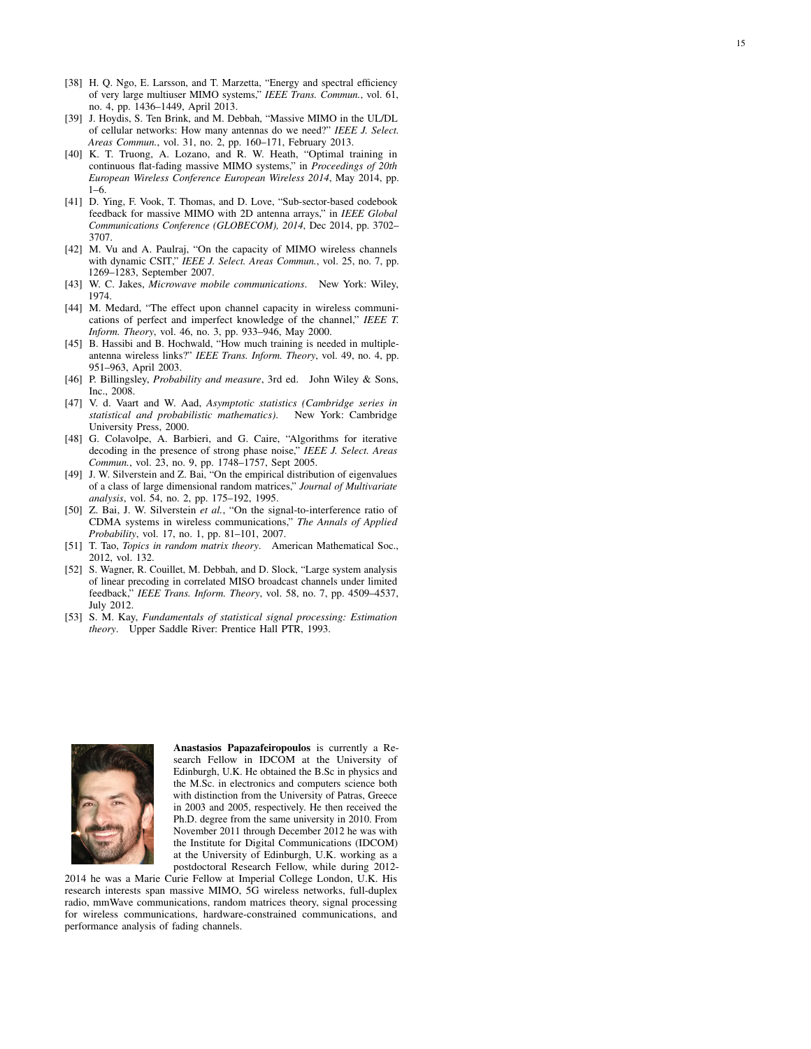[38] H. Q. Ngo, E. Larsson, and T. Marzetta, "Energy and spectral efficiency of very large multiuser MIMO systems," *IEEE Trans. Commun.*, vol. 61, no. 4, pp. 1436–1449, April 2013.

[39] J. Hoydis, S. Ten Brink, and M. Debbah, "Massive MIMO in the UL/DL of cellular networks: How many antennas do we need?" *IEEE J. Select. Areas Commun.*, vol. 31, no. 2, pp. 160–171, February 2013.

[40] K. T. Truong, A. Lozano, and R. W. Heath, "Optimal training in continuous flat-fading massive MIMO systems," in *Proceedings of 20th European Wireless Conference European Wireless 2014*, May 2014, pp. 1–6.

[41] D. Ying, F. Vook, T. Thomas, and D. Love, "Sub-sector-based codebook feedback for massive MIMO with 2D antenna arrays," in *IEEE Global Communications Conference (GLOBECOM), 2014*, Dec 2014, pp. 3702–3707.

[42] M. Vu and A. Paulraj, "On the capacity of MIMO wireless channels with dynamic CSIT," *IEEE J. Select. Areas Commun.*, vol. 25, no. 7, pp. 1269–1283, September 2007.

[43] W. C. Jakes, *Microwave mobile communications*. New York: Wiley, 1974.

[44] M. Medard, "The effect upon channel capacity in wireless communications of perfect and imperfect knowledge of the channel," *IEEE T. Inform. Theory*, vol. 46, no. 3, pp. 933–946, May 2000.

[45] B. Hassibi and B. Hochwald, "How much training is needed in multiple-antenna wireless links?" *IEEE Trans. Inform. Theory*, vol. 49, no. 4, pp. 951–963, April 2003.

[46] P. Billingsley, *Probability and measure*, 3rd ed. John Wiley & Sons, Inc., 2008.

[47] V. d. Vaart and W. Aad, *Asymptotic statistics (Cambridge series in statistical and probabilistic mathematics)*. New York: Cambridge University Press, 2000.

[48] G. Colavolpe, A. Barbieri, and G. Caire, "Algorithms for iterative decoding in the presence of strong phase noise," *IEEE J. Select. Areas Commun.*, vol. 23, no. 9, pp. 1748–1757, Sept 2005.

[49] J. W. Silverstein and Z. Bai, "On the empirical distribution of eigenvalues of a class of large dimensional random matrices," *Journal of Multivariate analysis*, vol. 54, no. 2, pp. 175–192, 1995.

[50] Z. Bai, J. W. Silverstein *et al.*, "On the signal-to-interference ratio of CDMA systems in wireless communications," *The Annals of Applied Probability*, vol. 17, no. 1, pp. 81–101, 2007.

[51] T. Tao, *Topics in random matrix theory*. American Mathematical Soc., 2012, vol. 132.

[52] S. Wagner, R. Couillet, M. Debbah, and D. Slock, "Large system analysis of linear precoding in correlated MISO broadcast channels under limited feedback," *IEEE Trans. Inform. Theory*, vol. 58, no. 7, pp. 4509–4537, July 2012.

[53] S. M. Kay, *Fundamentals of statistical signal processing: Estimation theory*. Upper Saddle River: Prentice Hall PTR, 1993.

**Anastasios Papazafeiropoulos** is currently a Research Fellow in IDCOM at the University of Edinburgh, U.K. He obtained the B.Sc in physics and the M.Sc. in electronics and computers science both with distinction from the University of Patras, Greece in 2003 and 2005, respectively. He then received the Ph.D. degree from the same university in 2010. From November 2011 through December 2012 he was with the Institute for Digital Communications (IDCOM) at the University of Edinburgh, U.K. working as a postdoctoral Research Fellow, while during 2012-2014 he was a Marie Curie Fellow at Imperial College London, U.K. His research interests span massive MIMO, 5G wireless networks, full-duplex radio, mmWave communications, random matrices theory, signal processing for wireless communications, hardware-constrained communications, and performance analysis of fading channels.